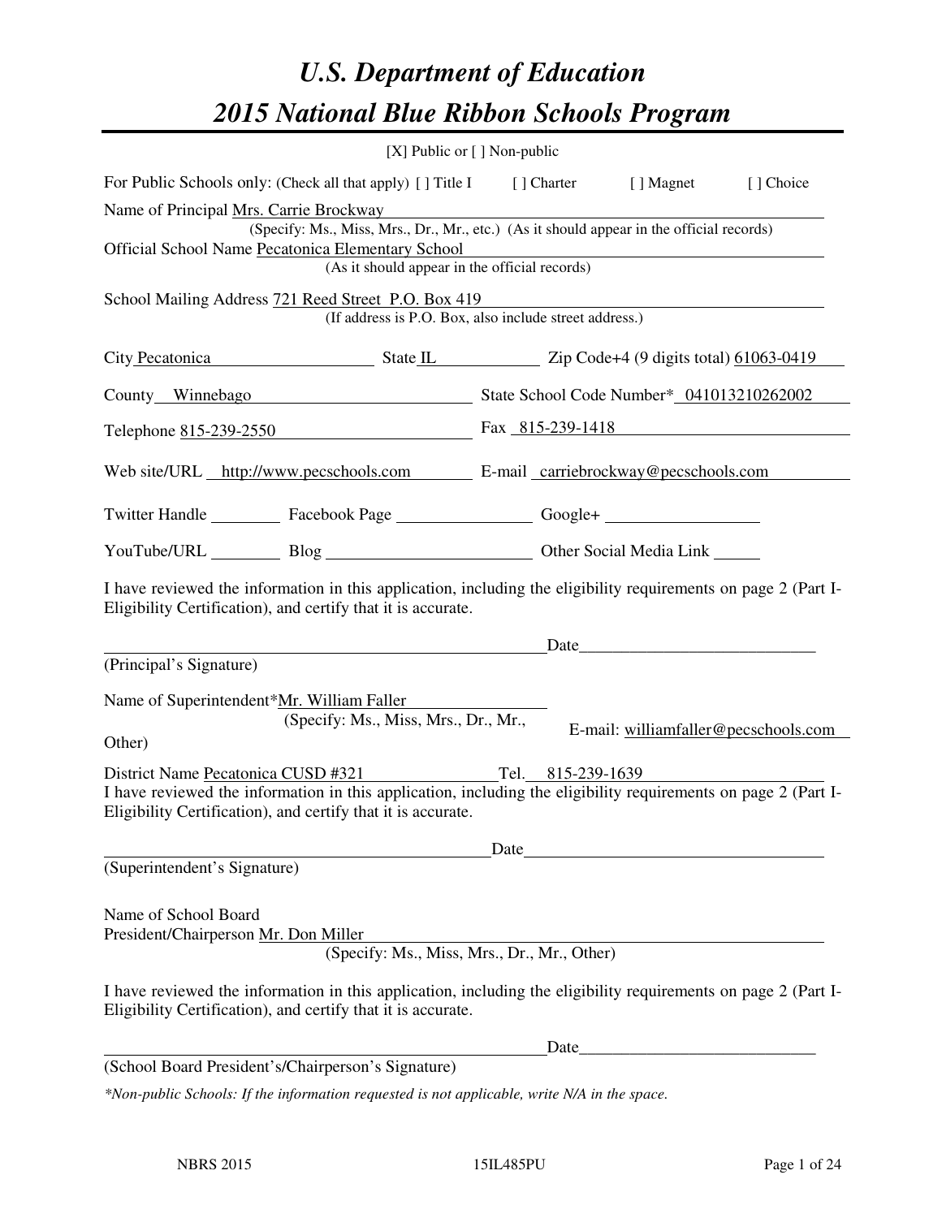# U.S. Department of Education

# 2015 National Blue Ribbon Schools Program

[X] Public or [ ] Non-public

For Public Schools only: (Check all that apply) [ ] Title I [ ] Charter [ ] Magnet [ ] Choice

Name of Principal Mrs. Carrie Brockway
(Specify: Ms., Miss, Mrs., Dr., Mr., etc.) (As it should appear in the official records)

Official School Name Pecatonica Elementary School
(As it should appear in the official records)

School Mailing Address 721 Reed Street P.O. Box 419
(If address is P.O. Box, also include street address.)

City Pecatonica State IL Zip Code+4 (9 digits total) 61063-0419

County Winnebago State School Code Number* 041013210262002

Telephone 815-239-2550 Fax 815-239-1418

Web site/URL http://www.pecschools.com E-mail carriebrockway@pecschools.com

Twitter Handle ________ Facebook Page ________ Google+ ________

YouTube/URL ________ Blog ________ Other Social Media Link ________

I have reviewed the information in this application, including the eligibility requirements on page 2 (Part I-Eligibility Certification), and certify that it is accurate.

_________________________________ Date_________________________
(Principal's Signature)

Name of Superintendent*Mr. William Faller
(Specify: Ms., Miss, Mrs., Dr., Mr., Other)
E-mail: williamfaller@pecschools.com

District Name Pecatonica CUSD #321 Tel. 815-239-1639

I have reviewed the information in this application, including the eligibility requirements on page 2 (Part I-Eligibility Certification), and certify that it is accurate.

_________________________________ Date_________________________
(Superintendent's Signature)

Name of School Board
President/Chairperson Mr. Don Miller
(Specify: Ms., Miss, Mrs., Dr., Mr., Other)

I have reviewed the information in this application, including the eligibility requirements on page 2 (Part I-Eligibility Certification), and certify that it is accurate.

_________________________________ Date_________________________
(School Board President's/Chairperson's Signature)

*\*Non-public Schools: If the information requested is not applicable, write N/A in the space.*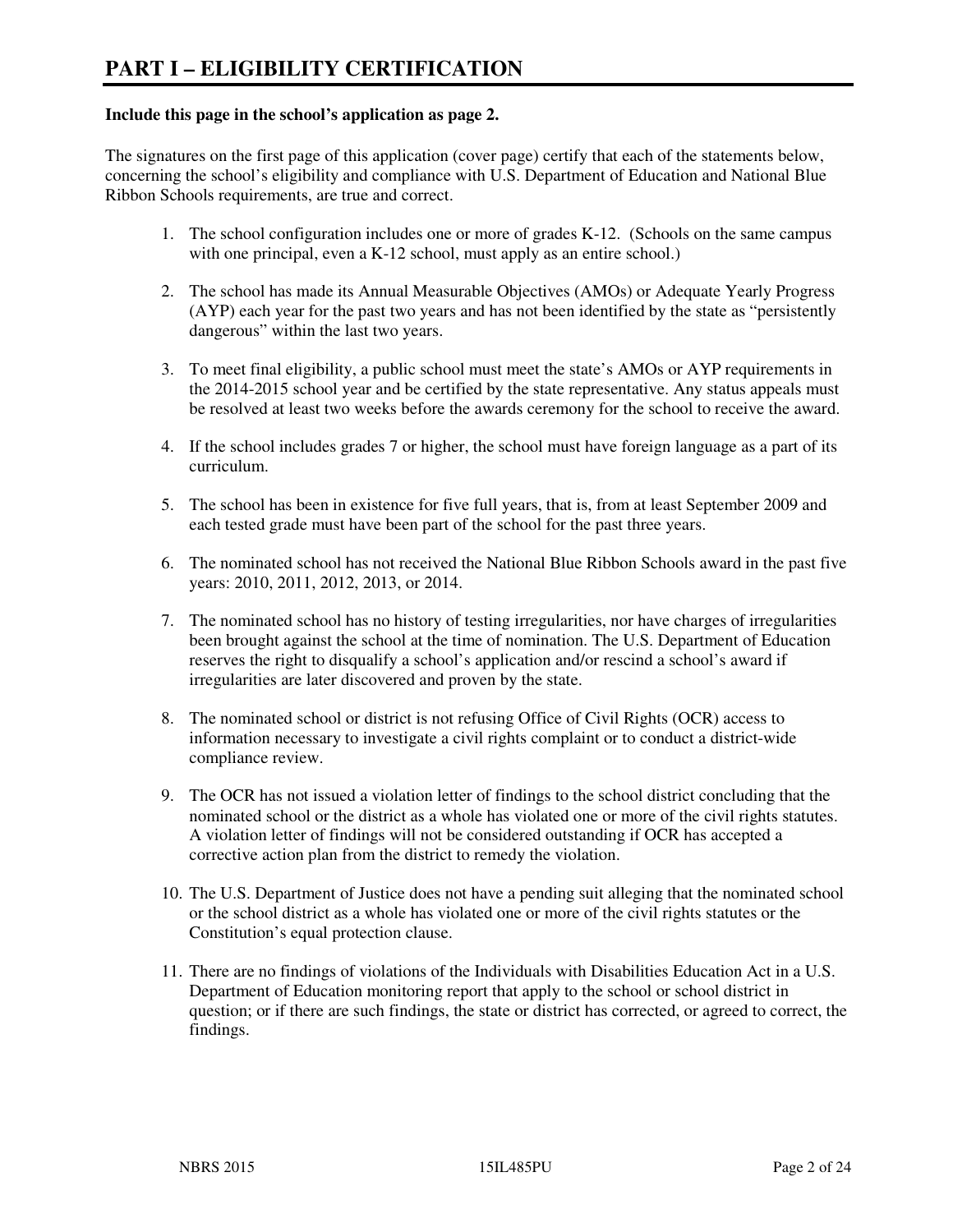# PART I – ELIGIBILITY CERTIFICATION

**Include this page in the school's application as page 2.**

The signatures on the first page of this application (cover page) certify that each of the statements below, concerning the school's eligibility and compliance with U.S. Department of Education and National Blue Ribbon Schools requirements, are true and correct.

1. The school configuration includes one or more of grades K-12. (Schools on the same campus with one principal, even a K-12 school, must apply as an entire school.)
2. The school has made its Annual Measurable Objectives (AMOs) or Adequate Yearly Progress (AYP) each year for the past two years and has not been identified by the state as "persistently dangerous" within the last two years.
3. To meet final eligibility, a public school must meet the state's AMOs or AYP requirements in the 2014-2015 school year and be certified by the state representative. Any status appeals must be resolved at least two weeks before the awards ceremony for the school to receive the award.
4. If the school includes grades 7 or higher, the school must have foreign language as a part of its curriculum.
5. The school has been in existence for five full years, that is, from at least September 2009 and each tested grade must have been part of the school for the past three years.
6. The nominated school has not received the National Blue Ribbon Schools award in the past five years: 2010, 2011, 2012, 2013, or 2014.
7. The nominated school has no history of testing irregularities, nor have charges of irregularities been brought against the school at the time of nomination. The U.S. Department of Education reserves the right to disqualify a school's application and/or rescind a school's award if irregularities are later discovered and proven by the state.
8. The nominated school or district is not refusing Office of Civil Rights (OCR) access to information necessary to investigate a civil rights complaint or to conduct a district-wide compliance review.
9. The OCR has not issued a violation letter of findings to the school district concluding that the nominated school or the district as a whole has violated one or more of the civil rights statutes. A violation letter of findings will not be considered outstanding if OCR has accepted a corrective action plan from the district to remedy the violation.
10. The U.S. Department of Justice does not have a pending suit alleging that the nominated school or the school district as a whole has violated one or more of the civil rights statutes or the Constitution's equal protection clause.
11. There are no findings of violations of the Individuals with Disabilities Education Act in a U.S. Department of Education monitoring report that apply to the school or school district in question; or if there are such findings, the state or district has corrected, or agreed to correct, the findings.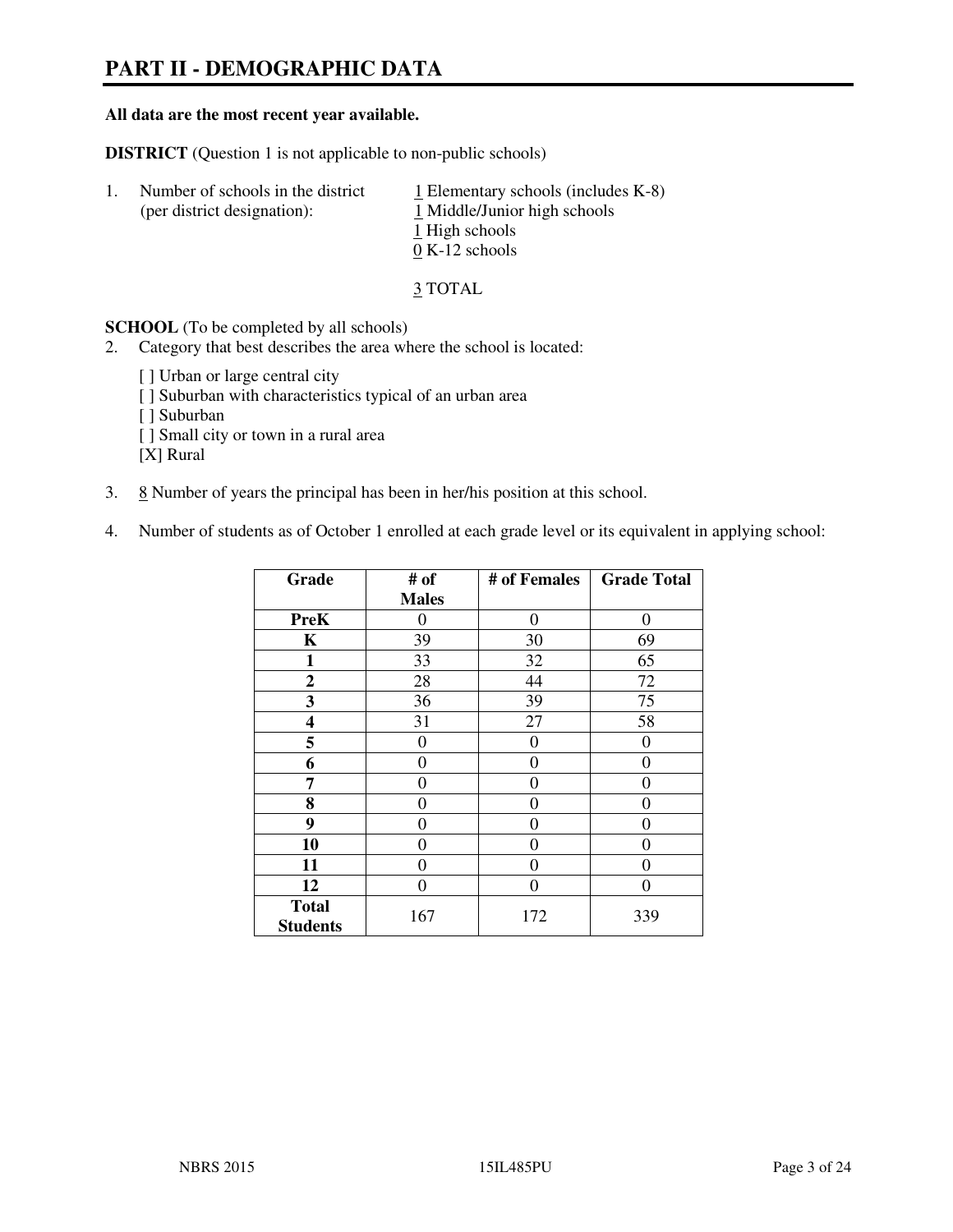# PART II - DEMOGRAPHIC DATA

**All data are the most recent year available.**

**DISTRICT** (Question 1 is not applicable to non-public schools)

1. Number of schools in the district (per district designation):
   - 1 Elementary schools (includes K-8)
   - 1 Middle/Junior high schools
   - 1 High schools
   - 0 K-12 schools

   3 TOTAL

**SCHOOL** (To be completed by all schools)

2. Category that best describes the area where the school is located:

   [ ] Urban or large central city
   [ ] Suburban with characteristics typical of an urban area
   [ ] Suburban
   [ ] Small city or town in a rural area
   [X] Rural

3. 8 Number of years the principal has been in her/his position at this school.

4. Number of students as of October 1 enrolled at each grade level or its equivalent in applying school:

| Grade | # of Males | # of Females | Grade Total |
|---|---|---|---|
| **PreK** | 0 | 0 | 0 |
| **K** | 39 | 30 | 69 |
| **1** | 33 | 32 | 65 |
| **2** | 28 | 44 | 72 |
| **3** | 36 | 39 | 75 |
| **4** | 31 | 27 | 58 |
| **5** | 0 | 0 | 0 |
| **6** | 0 | 0 | 0 |
| **7** | 0 | 0 | 0 |
| **8** | 0 | 0 | 0 |
| **9** | 0 | 0 | 0 |
| **10** | 0 | 0 | 0 |
| **11** | 0 | 0 | 0 |
| **12** | 0 | 0 | 0 |
| **Total Students** | 167 | 172 | 339 |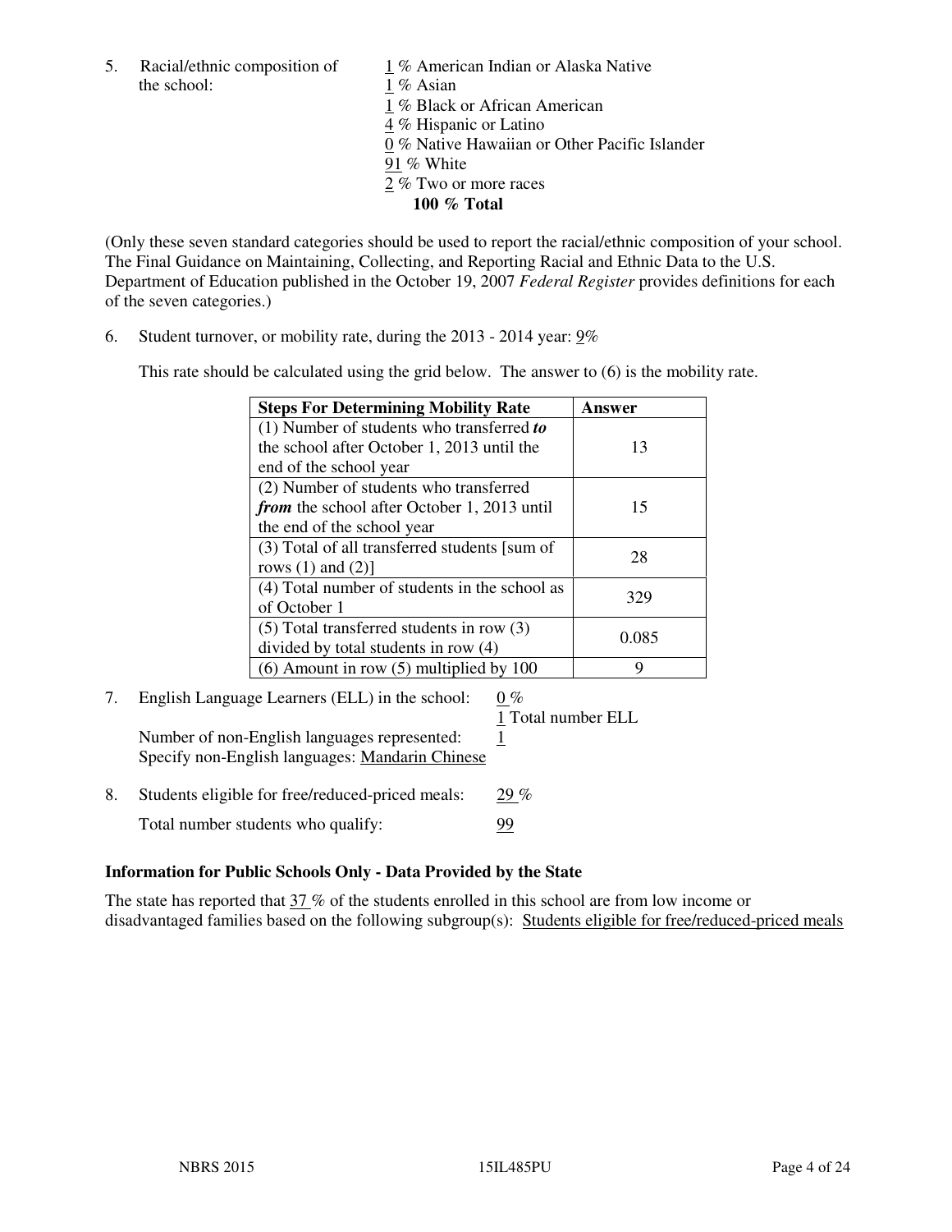5. Racial/ethnic composition of the school:

1 % American Indian or Alaska Native
1 % Asian
1 % Black or African American
4 % Hispanic or Latino
0 % Native Hawaiian or Other Pacific Islander
91 % White
2 % Two or more races
**100 % Total**

(Only these seven standard categories should be used to report the racial/ethnic composition of your school. The Final Guidance on Maintaining, Collecting, and Reporting Racial and Ethnic Data to the U.S. Department of Education published in the October 19, 2007 *Federal Register* provides definitions for each of the seven categories.)

6. Student turnover, or mobility rate, during the 2013 - 2014 year: 9%

This rate should be calculated using the grid below. The answer to (6) is the mobility rate.

| **Steps For Determining Mobility Rate** | **Answer** |
|---|---|
| (1) Number of students who transferred ***to*** the school after October 1, 2013 until the end of the school year | 13 |
| (2) Number of students who transferred ***from*** the school after October 1, 2013 until the end of the school year | 15 |
| (3) Total of all transferred students [sum of rows (1) and (2)] | 28 |
| (4) Total number of students in the school as of October 1 | 329 |
| (5) Total transferred students in row (3) divided by total students in row (4) | 0.085 |
| (6) Amount in row (5) multiplied by 100 | 9 |

7. English Language Learners (ELL) in the school: 0 %
1 Total number ELL
Number of non-English languages represented: 1
Specify non-English languages: Mandarin Chinese

8. Students eligible for free/reduced-priced meals: 29 %
Total number students who qualify: 99

### Information for Public Schools Only - Data Provided by the State

The state has reported that 37 % of the students enrolled in this school are from low income or disadvantaged families based on the following subgroup(s): Students eligible for free/reduced-priced meals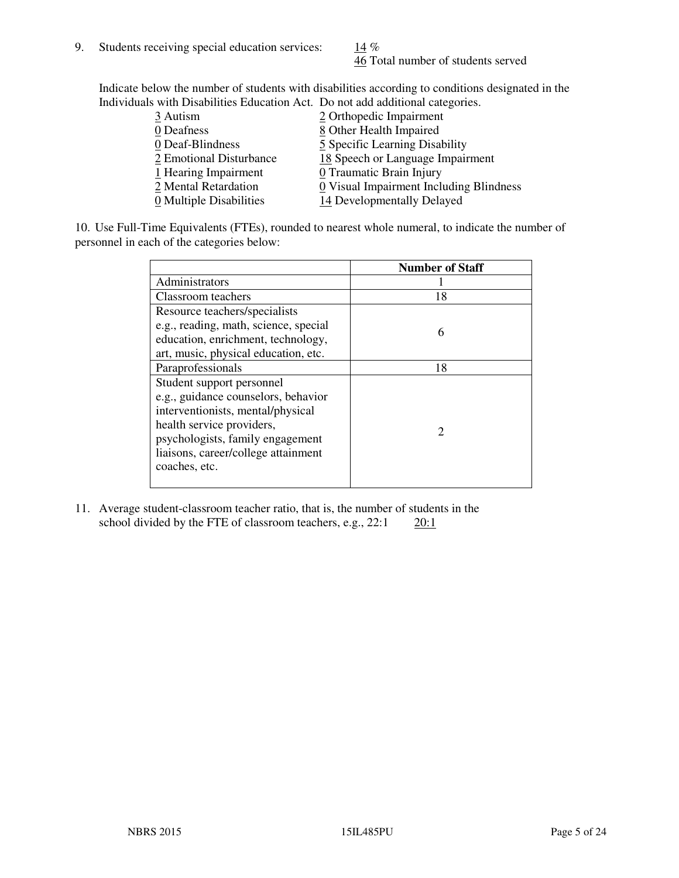9. Students receiving special education services: 14 %
46 Total number of students served

Indicate below the number of students with disabilities according to conditions designated in the Individuals with Disabilities Education Act. Do not add additional categories.

3 Autism
0 Deafness
0 Deaf-Blindness
2 Emotional Disturbance
1 Hearing Impairment
2 Mental Retardation
0 Multiple Disabilities
2 Orthopedic Impairment
8 Other Health Impaired
5 Specific Learning Disability
18 Speech or Language Impairment
0 Traumatic Brain Injury
0 Visual Impairment Including Blindness
14 Developmentally Delayed

10. Use Full-Time Equivalents (FTEs), rounded to nearest whole numeral, to indicate the number of personnel in each of the categories below:

| | Number of Staff |
|---|---|
| Administrators | 1 |
| Classroom teachers | 18 |
| Resource teachers/specialists e.g., reading, math, science, special education, enrichment, technology, art, music, physical education, etc. | 6 |
| Paraprofessionals | 18 |
| Student support personnel e.g., guidance counselors, behavior interventionists, mental/physical health service providers, psychologists, family engagement liaisons, career/college attainment coaches, etc. | 2 |

11. Average student-classroom teacher ratio, that is, the number of students in the school divided by the FTE of classroom teachers, e.g., 22:1 20:1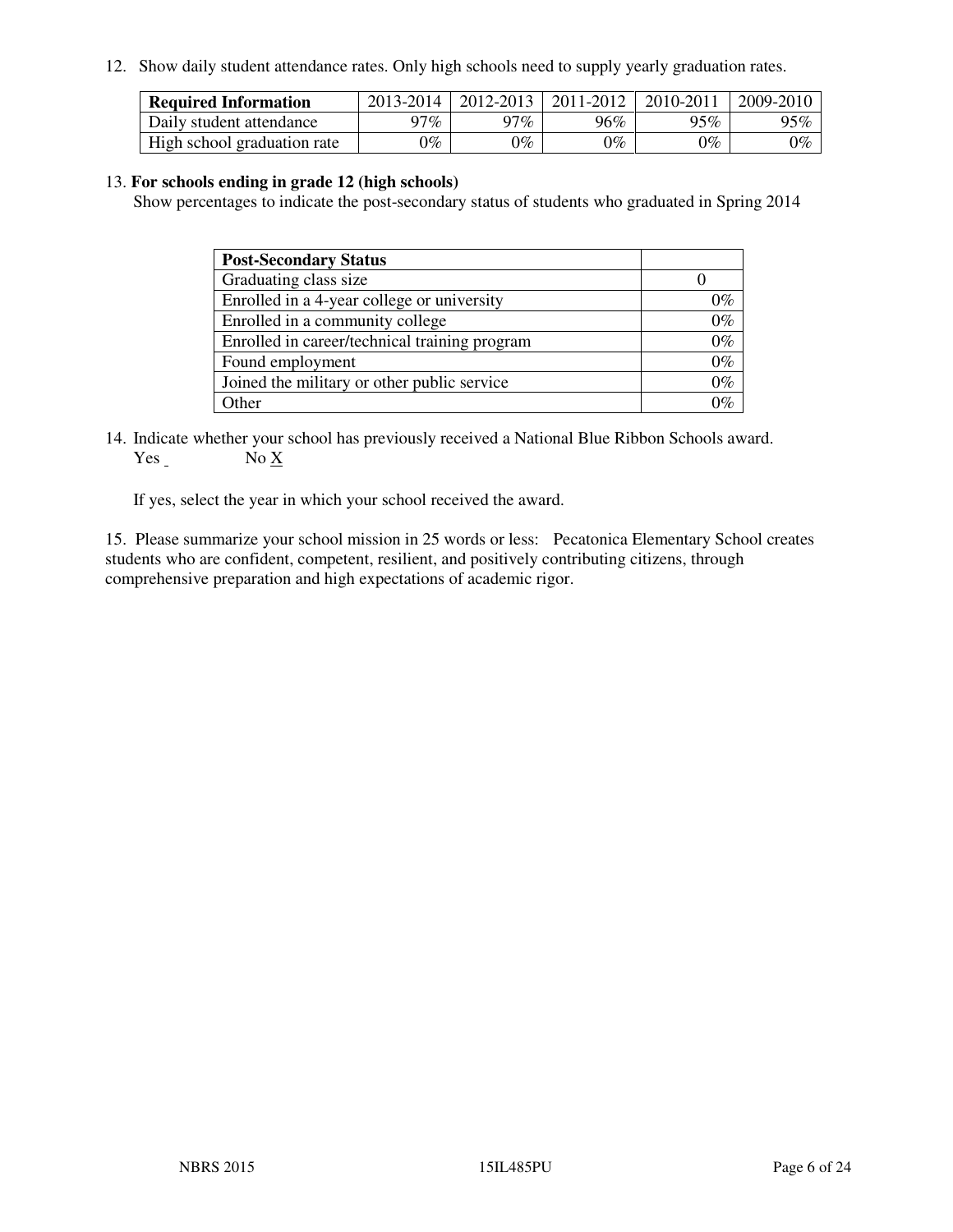12. Show daily student attendance rates. Only high schools need to supply yearly graduation rates.

| Required Information | 2013-2014 | 2012-2013 | 2011-2012 | 2010-2011 | 2009-2010 |
|---|---|---|---|---|---|
| Daily student attendance | 97% | 97% | 96% | 95% | 95% |
| High school graduation rate | 0% | 0% | 0% | 0% | 0% |

13. **For schools ending in grade 12 (high schools)**
Show percentages to indicate the post-secondary status of students who graduated in Spring 2014

| Post-Secondary Status | |
|---|---|
| Graduating class size | 0 |
| Enrolled in a 4-year college or university | 0% |
| Enrolled in a community college | 0% |
| Enrolled in career/technical training program | 0% |
| Found employment | 0% |
| Joined the military or other public service | 0% |
| Other | 0% |

14. Indicate whether your school has previously received a National Blue Ribbon Schools award.
Yes _ No X

If yes, select the year in which your school received the award.

15. Please summarize your school mission in 25 words or less: Pecatonica Elementary School creates students who are confident, competent, resilient, and positively contributing citizens, through comprehensive preparation and high expectations of academic rigor.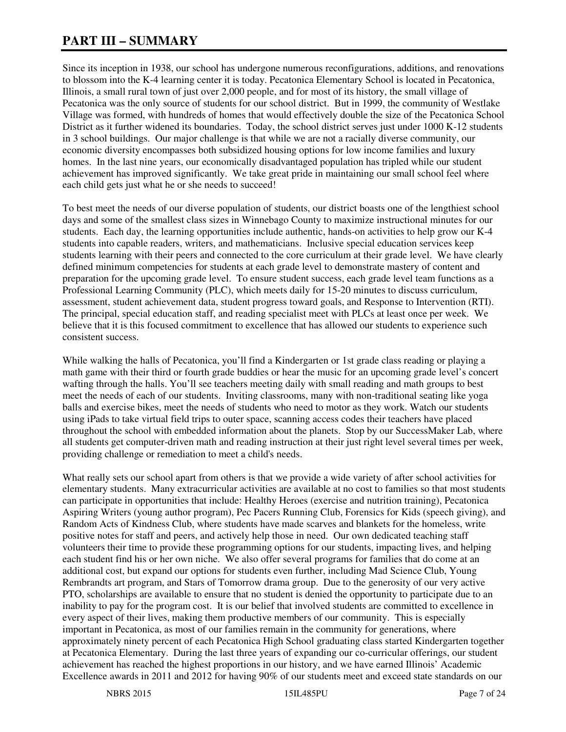# PART III – SUMMARY

Since its inception in 1938, our school has undergone numerous reconfigurations, additions, and renovations to blossom into the K-4 learning center it is today. Pecatonica Elementary School is located in Pecatonica, Illinois, a small rural town of just over 2,000 people, and for most of its history, the small village of Pecatonica was the only source of students for our school district. But in 1999, the community of Westlake Village was formed, with hundreds of homes that would effectively double the size of the Pecatonica School District as it further widened its boundaries. Today, the school district serves just under 1000 K-12 students in 3 school buildings. Our major challenge is that while we are not a racially diverse community, our economic diversity encompasses both subsidized housing options for low income families and luxury homes. In the last nine years, our economically disadvantaged population has tripled while our student achievement has improved significantly. We take great pride in maintaining our small school feel where each child gets just what he or she needs to succeed!

To best meet the needs of our diverse population of students, our district boasts one of the lengthiest school days and some of the smallest class sizes in Winnebago County to maximize instructional minutes for our students. Each day, the learning opportunities include authentic, hands-on activities to help grow our K-4 students into capable readers, writers, and mathematicians. Inclusive special education services keep students learning with their peers and connected to the core curriculum at their grade level. We have clearly defined minimum competencies for students at each grade level to demonstrate mastery of content and preparation for the upcoming grade level. To ensure student success, each grade level team functions as a Professional Learning Community (PLC), which meets daily for 15-20 minutes to discuss curriculum, assessment, student achievement data, student progress toward goals, and Response to Intervention (RTI). The principal, special education staff, and reading specialist meet with PLCs at least once per week. We believe that it is this focused commitment to excellence that has allowed our students to experience such consistent success.

While walking the halls of Pecatonica, you'll find a Kindergarten or 1st grade class reading or playing a math game with their third or fourth grade buddies or hear the music for an upcoming grade level's concert wafting through the halls. You'll see teachers meeting daily with small reading and math groups to best meet the needs of each of our students. Inviting classrooms, many with non-traditional seating like yoga balls and exercise bikes, meet the needs of students who need to motor as they work. Watch our students using iPads to take virtual field trips to outer space, scanning access codes their teachers have placed throughout the school with embedded information about the planets. Stop by our SuccessMaker Lab, where all students get computer-driven math and reading instruction at their just right level several times per week, providing challenge or remediation to meet a child's needs.

What really sets our school apart from others is that we provide a wide variety of after school activities for elementary students. Many extracurricular activities are available at no cost to families so that most students can participate in opportunities that include: Healthy Heroes (exercise and nutrition training), Pecatonica Aspiring Writers (young author program), Pec Pacers Running Club, Forensics for Kids (speech giving), and Random Acts of Kindness Club, where students have made scarves and blankets for the homeless, write positive notes for staff and peers, and actively help those in need. Our own dedicated teaching staff volunteers their time to provide these programming options for our students, impacting lives, and helping each student find his or her own niche. We also offer several programs for families that do come at an additional cost, but expand our options for students even further, including Mad Science Club, Young Rembrandts art program, and Stars of Tomorrow drama group. Due to the generosity of our very active PTO, scholarships are available to ensure that no student is denied the opportunity to participate due to an inability to pay for the program cost. It is our belief that involved students are committed to excellence in every aspect of their lives, making them productive members of our community. This is especially important in Pecatonica, as most of our families remain in the community for generations, where approximately ninety percent of each Pecatonica High School graduating class started Kindergarten together at Pecatonica Elementary. During the last three years of expanding our co-curricular offerings, our student achievement has reached the highest proportions in our history, and we have earned Illinois' Academic Excellence awards in 2011 and 2012 for having 90% of our students meet and exceed state standards on our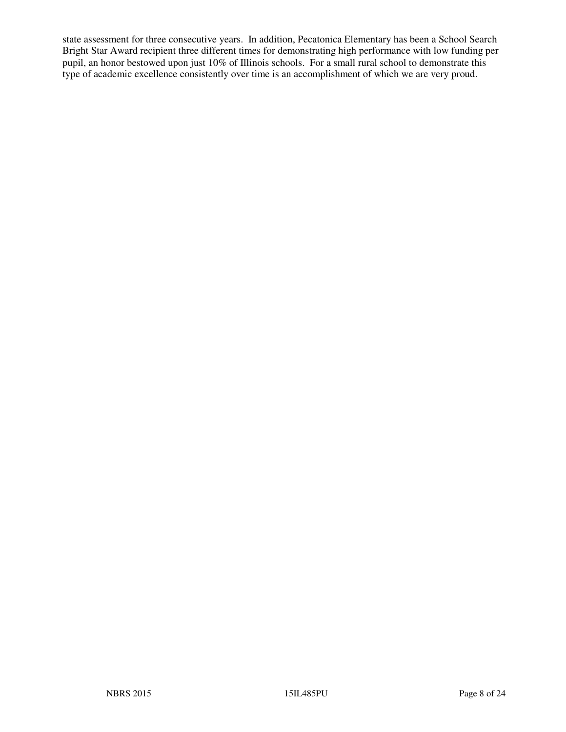state assessment for three consecutive years. In addition, Pecatonica Elementary has been a School Search Bright Star Award recipient three different times for demonstrating high performance with low funding per pupil, an honor bestowed upon just 10% of Illinois schools. For a small rural school to demonstrate this type of academic excellence consistently over time is an accomplishment of which we are very proud.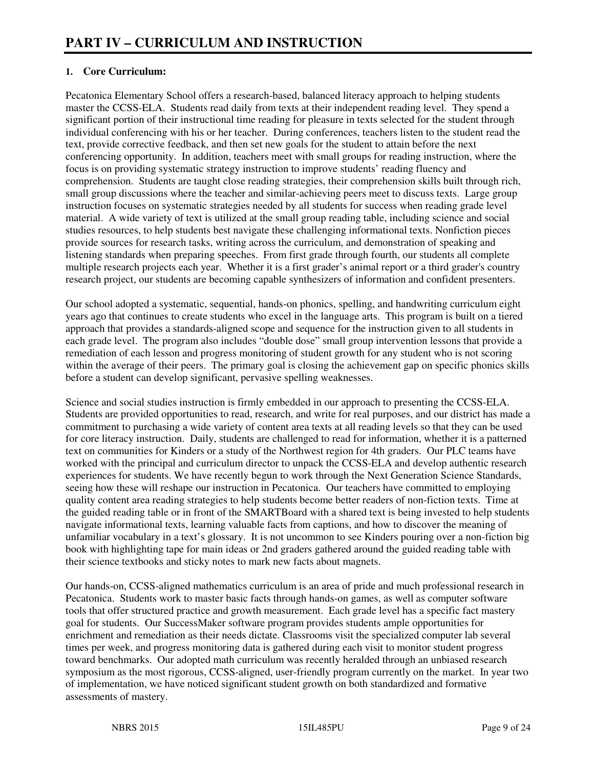# PART IV – CURRICULUM AND INSTRUCTION

**1. Core Curriculum:**

Pecatonica Elementary School offers a research-based, balanced literacy approach to helping students master the CCSS-ELA. Students read daily from texts at their independent reading level. They spend a significant portion of their instructional time reading for pleasure in texts selected for the student through individual conferencing with his or her teacher. During conferences, teachers listen to the student read the text, provide corrective feedback, and then set new goals for the student to attain before the next conferencing opportunity. In addition, teachers meet with small groups for reading instruction, where the focus is on providing systematic strategy instruction to improve students' reading fluency and comprehension. Students are taught close reading strategies, their comprehension skills built through rich, small group discussions where the teacher and similar-achieving peers meet to discuss texts. Large group instruction focuses on systematic strategies needed by all students for success when reading grade level material. A wide variety of text is utilized at the small group reading table, including science and social studies resources, to help students best navigate these challenging informational texts. Nonfiction pieces provide sources for research tasks, writing across the curriculum, and demonstration of speaking and listening standards when preparing speeches. From first grade through fourth, our students all complete multiple research projects each year. Whether it is a first grader's animal report or a third grader's country research project, our students are becoming capable synthesizers of information and confident presenters.

Our school adopted a systematic, sequential, hands-on phonics, spelling, and handwriting curriculum eight years ago that continues to create students who excel in the language arts. This program is built on a tiered approach that provides a standards-aligned scope and sequence for the instruction given to all students in each grade level. The program also includes "double dose" small group intervention lessons that provide a remediation of each lesson and progress monitoring of student growth for any student who is not scoring within the average of their peers. The primary goal is closing the achievement gap on specific phonics skills before a student can develop significant, pervasive spelling weaknesses.

Science and social studies instruction is firmly embedded in our approach to presenting the CCSS-ELA. Students are provided opportunities to read, research, and write for real purposes, and our district has made a commitment to purchasing a wide variety of content area texts at all reading levels so that they can be used for core literacy instruction. Daily, students are challenged to read for information, whether it is a patterned text on communities for Kinders or a study of the Northwest region for 4th graders. Our PLC teams have worked with the principal and curriculum director to unpack the CCSS-ELA and develop authentic research experiences for students. We have recently begun to work through the Next Generation Science Standards, seeing how these will reshape our instruction in Pecatonica. Our teachers have committed to employing quality content area reading strategies to help students become better readers of non-fiction texts. Time at the guided reading table or in front of the SMARTBoard with a shared text is being invested to help students navigate informational texts, learning valuable facts from captions, and how to discover the meaning of unfamiliar vocabulary in a text's glossary. It is not uncommon to see Kinders pouring over a non-fiction big book with highlighting tape for main ideas or 2nd graders gathered around the guided reading table with their science textbooks and sticky notes to mark new facts about magnets.

Our hands-on, CCSS-aligned mathematics curriculum is an area of pride and much professional research in Pecatonica. Students work to master basic facts through hands-on games, as well as computer software tools that offer structured practice and growth measurement. Each grade level has a specific fact mastery goal for students. Our SuccessMaker software program provides students ample opportunities for enrichment and remediation as their needs dictate. Classrooms visit the specialized computer lab several times per week, and progress monitoring data is gathered during each visit to monitor student progress toward benchmarks. Our adopted math curriculum was recently heralded through an unbiased research symposium as the most rigorous, CCSS-aligned, user-friendly program currently on the market. In year two of implementation, we have noticed significant student growth on both standardized and formative assessments of mastery.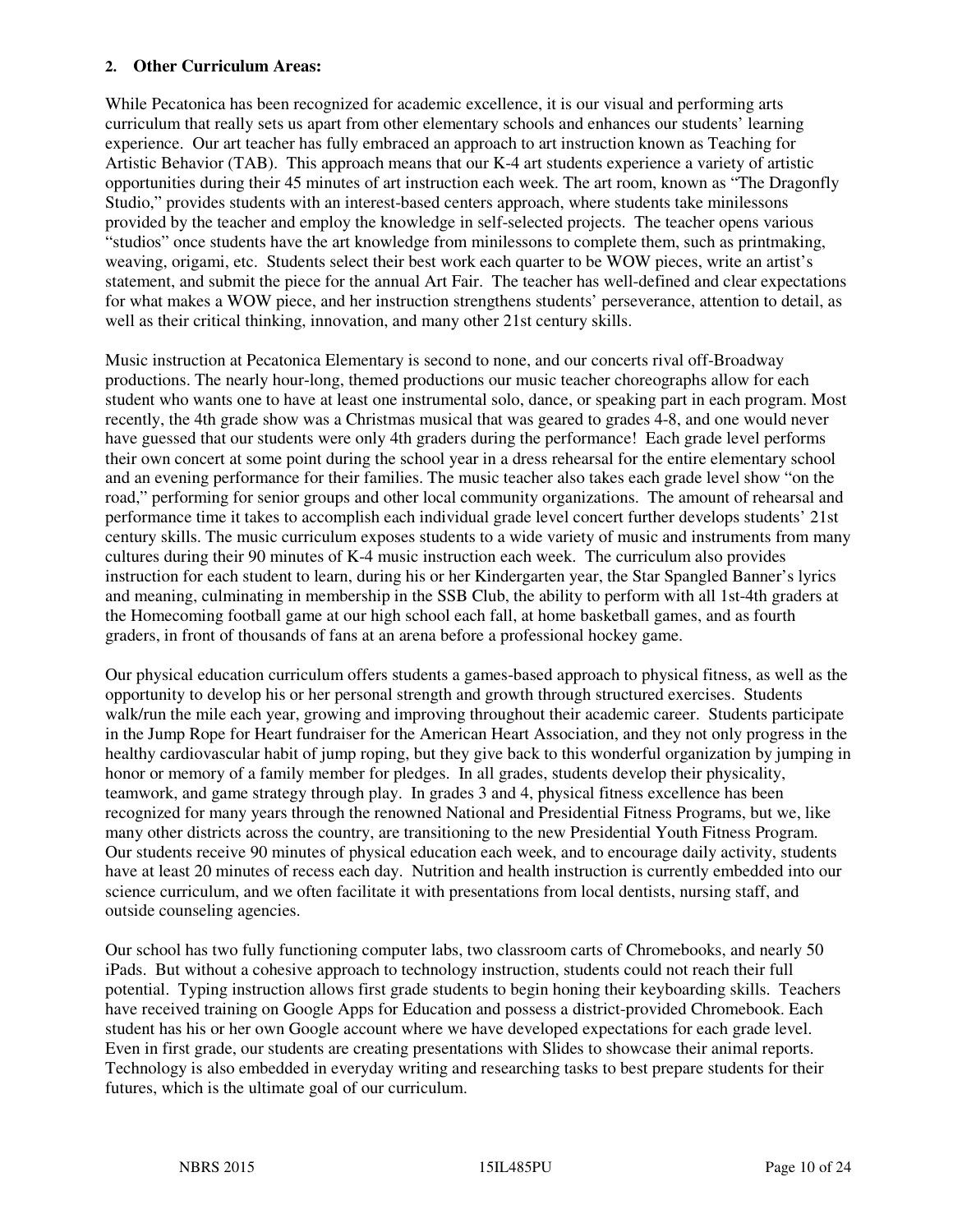**2. Other Curriculum Areas:**

While Pecatonica has been recognized for academic excellence, it is our visual and performing arts curriculum that really sets us apart from other elementary schools and enhances our students' learning experience. Our art teacher has fully embraced an approach to art instruction known as Teaching for Artistic Behavior (TAB). This approach means that our K-4 art students experience a variety of artistic opportunities during their 45 minutes of art instruction each week. The art room, known as "The Dragonfly Studio," provides students with an interest-based centers approach, where students take minilessons provided by the teacher and employ the knowledge in self-selected projects. The teacher opens various "studios" once students have the art knowledge from minilessons to complete them, such as printmaking, weaving, origami, etc. Students select their best work each quarter to be WOW pieces, write an artist's statement, and submit the piece for the annual Art Fair. The teacher has well-defined and clear expectations for what makes a WOW piece, and her instruction strengthens students' perseverance, attention to detail, as well as their critical thinking, innovation, and many other 21st century skills.

Music instruction at Pecatonica Elementary is second to none, and our concerts rival off-Broadway productions. The nearly hour-long, themed productions our music teacher choreographs allow for each student who wants one to have at least one instrumental solo, dance, or speaking part in each program. Most recently, the 4th grade show was a Christmas musical that was geared to grades 4-8, and one would never have guessed that our students were only 4th graders during the performance! Each grade level performs their own concert at some point during the school year in a dress rehearsal for the entire elementary school and an evening performance for their families. The music teacher also takes each grade level show "on the road," performing for senior groups and other local community organizations. The amount of rehearsal and performance time it takes to accomplish each individual grade level concert further develops students' 21st century skills. The music curriculum exposes students to a wide variety of music and instruments from many cultures during their 90 minutes of K-4 music instruction each week. The curriculum also provides instruction for each student to learn, during his or her Kindergarten year, the Star Spangled Banner's lyrics and meaning, culminating in membership in the SSB Club, the ability to perform with all 1st-4th graders at the Homecoming football game at our high school each fall, at home basketball games, and as fourth graders, in front of thousands of fans at an arena before a professional hockey game.

Our physical education curriculum offers students a games-based approach to physical fitness, as well as the opportunity to develop his or her personal strength and growth through structured exercises. Students walk/run the mile each year, growing and improving throughout their academic career. Students participate in the Jump Rope for Heart fundraiser for the American Heart Association, and they not only progress in the healthy cardiovascular habit of jump roping, but they give back to this wonderful organization by jumping in honor or memory of a family member for pledges. In all grades, students develop their physicality, teamwork, and game strategy through play. In grades 3 and 4, physical fitness excellence has been recognized for many years through the renowned National and Presidential Fitness Programs, but we, like many other districts across the country, are transitioning to the new Presidential Youth Fitness Program. Our students receive 90 minutes of physical education each week, and to encourage daily activity, students have at least 20 minutes of recess each day. Nutrition and health instruction is currently embedded into our science curriculum, and we often facilitate it with presentations from local dentists, nursing staff, and outside counseling agencies.

Our school has two fully functioning computer labs, two classroom carts of Chromebooks, and nearly 50 iPads. But without a cohesive approach to technology instruction, students could not reach their full potential. Typing instruction allows first grade students to begin honing their keyboarding skills. Teachers have received training on Google Apps for Education and possess a district-provided Chromebook. Each student has his or her own Google account where we have developed expectations for each grade level. Even in first grade, our students are creating presentations with Slides to showcase their animal reports. Technology is also embedded in everyday writing and researching tasks to best prepare students for their futures, which is the ultimate goal of our curriculum.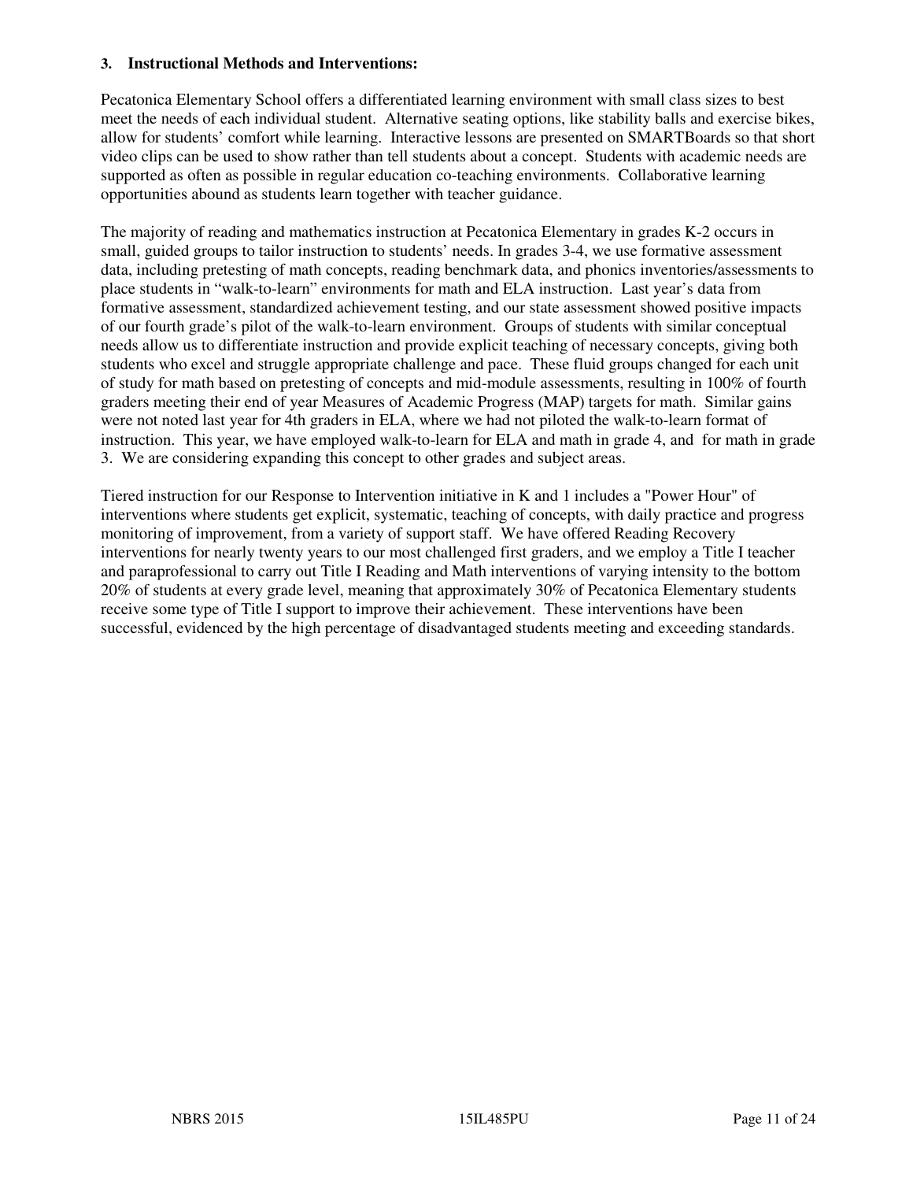### 3. Instructional Methods and Interventions:

Pecatonica Elementary School offers a differentiated learning environment with small class sizes to best meet the needs of each individual student. Alternative seating options, like stability balls and exercise bikes, allow for students' comfort while learning. Interactive lessons are presented on SMARTBoards so that short video clips can be used to show rather than tell students about a concept. Students with academic needs are supported as often as possible in regular education co-teaching environments. Collaborative learning opportunities abound as students learn together with teacher guidance.

The majority of reading and mathematics instruction at Pecatonica Elementary in grades K-2 occurs in small, guided groups to tailor instruction to students' needs. In grades 3-4, we use formative assessment data, including pretesting of math concepts, reading benchmark data, and phonics inventories/assessments to place students in "walk-to-learn" environments for math and ELA instruction. Last year's data from formative assessment, standardized achievement testing, and our state assessment showed positive impacts of our fourth grade's pilot of the walk-to-learn environment. Groups of students with similar conceptual needs allow us to differentiate instruction and provide explicit teaching of necessary concepts, giving both students who excel and struggle appropriate challenge and pace. These fluid groups changed for each unit of study for math based on pretesting of concepts and mid-module assessments, resulting in 100% of fourth graders meeting their end of year Measures of Academic Progress (MAP) targets for math. Similar gains were not noted last year for 4th graders in ELA, where we had not piloted the walk-to-learn format of instruction. This year, we have employed walk-to-learn for ELA and math in grade 4, and for math in grade 3. We are considering expanding this concept to other grades and subject areas.

Tiered instruction for our Response to Intervention initiative in K and 1 includes a "Power Hour" of interventions where students get explicit, systematic, teaching of concepts, with daily practice and progress monitoring of improvement, from a variety of support staff. We have offered Reading Recovery interventions for nearly twenty years to our most challenged first graders, and we employ a Title I teacher and paraprofessional to carry out Title I Reading and Math interventions of varying intensity to the bottom 20% of students at every grade level, meaning that approximately 30% of Pecatonica Elementary students receive some type of Title I support to improve their achievement. These interventions have been successful, evidenced by the high percentage of disadvantaged students meeting and exceeding standards.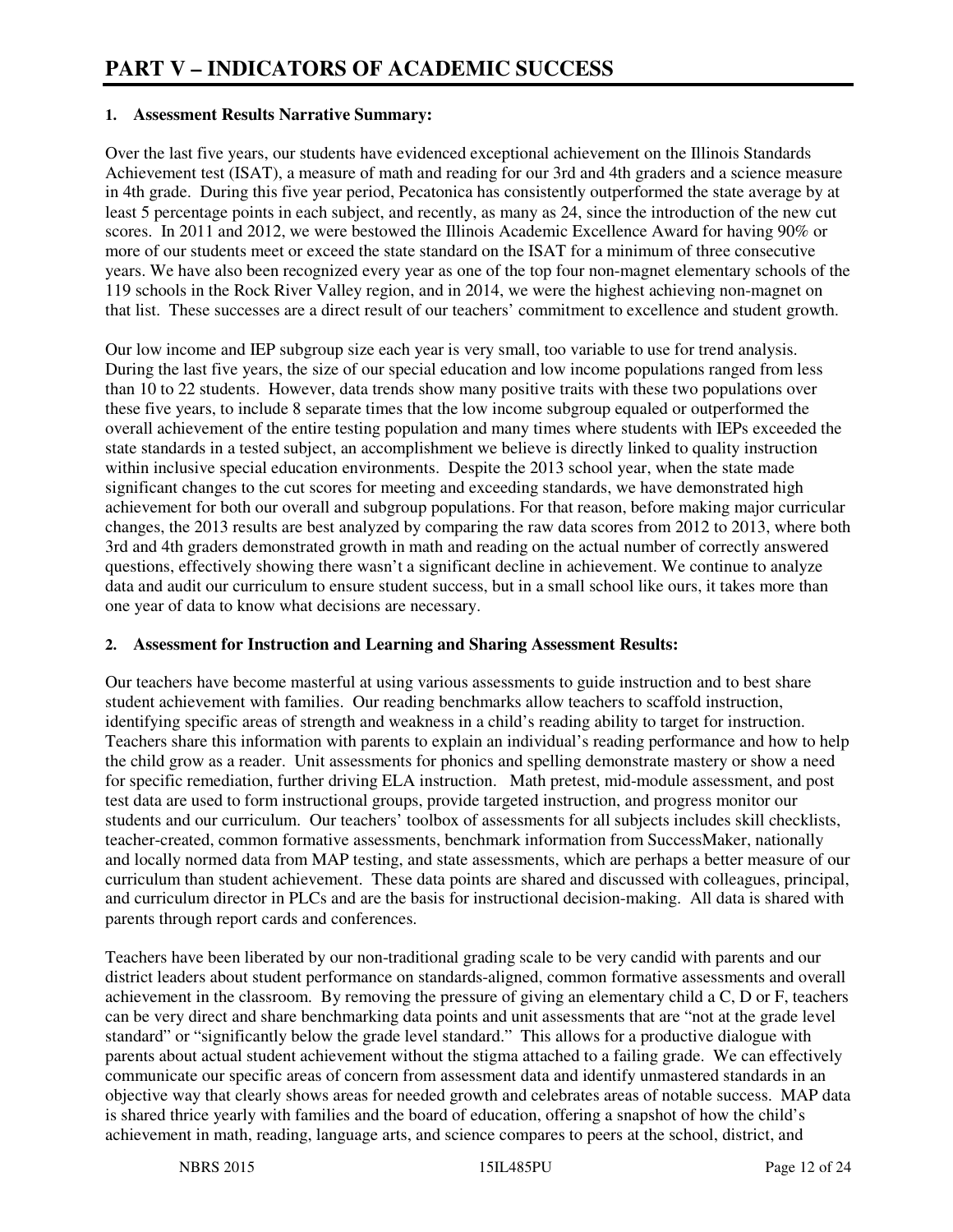# PART V – INDICATORS OF ACADEMIC SUCCESS

## 1. Assessment Results Narrative Summary:

Over the last five years, our students have evidenced exceptional achievement on the Illinois Standards Achievement test (ISAT), a measure of math and reading for our 3rd and 4th graders and a science measure in 4th grade. During this five year period, Pecatonica has consistently outperformed the state average by at least 5 percentage points in each subject, and recently, as many as 24, since the introduction of the new cut scores. In 2011 and 2012, we were bestowed the Illinois Academic Excellence Award for having 90% or more of our students meet or exceed the state standard on the ISAT for a minimum of three consecutive years. We have also been recognized every year as one of the top four non-magnet elementary schools of the 119 schools in the Rock River Valley region, and in 2014, we were the highest achieving non-magnet on that list. These successes are a direct result of our teachers' commitment to excellence and student growth.

Our low income and IEP subgroup size each year is very small, too variable to use for trend analysis. During the last five years, the size of our special education and low income populations ranged from less than 10 to 22 students. However, data trends show many positive traits with these two populations over these five years, to include 8 separate times that the low income subgroup equaled or outperformed the overall achievement of the entire testing population and many times where students with IEPs exceeded the state standards in a tested subject, an accomplishment we believe is directly linked to quality instruction within inclusive special education environments. Despite the 2013 school year, when the state made significant changes to the cut scores for meeting and exceeding standards, we have demonstrated high achievement for both our overall and subgroup populations. For that reason, before making major curricular changes, the 2013 results are best analyzed by comparing the raw data scores from 2012 to 2013, where both 3rd and 4th graders demonstrated growth in math and reading on the actual number of correctly answered questions, effectively showing there wasn't a significant decline in achievement. We continue to analyze data and audit our curriculum to ensure student success, but in a small school like ours, it takes more than one year of data to know what decisions are necessary.

## 2. Assessment for Instruction and Learning and Sharing Assessment Results:

Our teachers have become masterful at using various assessments to guide instruction and to best share student achievement with families. Our reading benchmarks allow teachers to scaffold instruction, identifying specific areas of strength and weakness in a child's reading ability to target for instruction. Teachers share this information with parents to explain an individual's reading performance and how to help the child grow as a reader. Unit assessments for phonics and spelling demonstrate mastery or show a need for specific remediation, further driving ELA instruction. Math pretest, mid-module assessment, and post test data are used to form instructional groups, provide targeted instruction, and progress monitor our students and our curriculum. Our teachers' toolbox of assessments for all subjects includes skill checklists, teacher-created, common formative assessments, benchmark information from SuccessMaker, nationally and locally normed data from MAP testing, and state assessments, which are perhaps a better measure of our curriculum than student achievement. These data points are shared and discussed with colleagues, principal, and curriculum director in PLCs and are the basis for instructional decision-making. All data is shared with parents through report cards and conferences.

Teachers have been liberated by our non-traditional grading scale to be very candid with parents and our district leaders about student performance on standards-aligned, common formative assessments and overall achievement in the classroom. By removing the pressure of giving an elementary child a C, D or F, teachers can be very direct and share benchmarking data points and unit assessments that are "not at the grade level standard" or "significantly below the grade level standard." This allows for a productive dialogue with parents about actual student achievement without the stigma attached to a failing grade. We can effectively communicate our specific areas of concern from assessment data and identify unmastered standards in an objective way that clearly shows areas for needed growth and celebrates areas of notable success. MAP data is shared thrice yearly with families and the board of education, offering a snapshot of how the child's achievement in math, reading, language arts, and science compares to peers at the school, district, and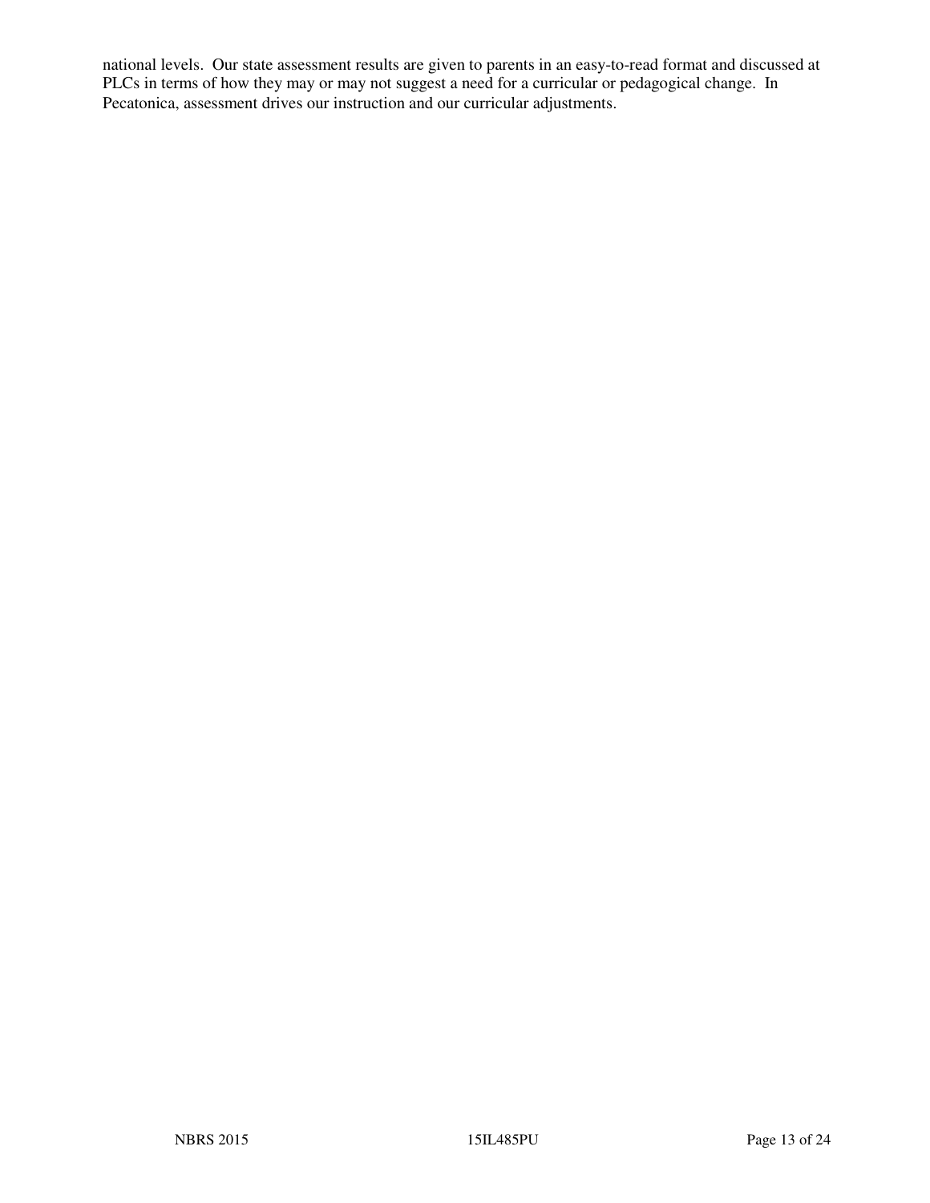national levels. Our state assessment results are given to parents in an easy-to-read format and discussed at PLCs in terms of how they may or may not suggest a need for a curricular or pedagogical change. In Pecatonica, assessment drives our instruction and our curricular adjustments.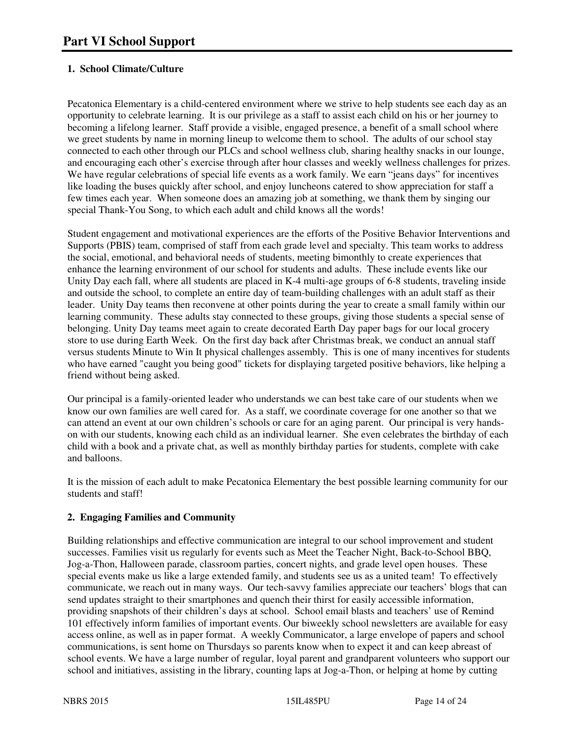# Part VI School Support

## 1. School Climate/Culture

Pecatonica Elementary is a child-centered environment where we strive to help students see each day as an opportunity to celebrate learning. It is our privilege as a staff to assist each child on his or her journey to becoming a lifelong learner. Staff provide a visible, engaged presence, a benefit of a small school where we greet students by name in morning lineup to welcome them to school. The adults of our school stay connected to each other through our PLCs and school wellness club, sharing healthy snacks in our lounge, and encouraging each other's exercise through after hour classes and weekly wellness challenges for prizes. We have regular celebrations of special life events as a work family. We earn "jeans days" for incentives like loading the buses quickly after school, and enjoy luncheons catered to show appreciation for staff a few times each year. When someone does an amazing job at something, we thank them by singing our special Thank-You Song, to which each adult and child knows all the words!

Student engagement and motivational experiences are the efforts of the Positive Behavior Interventions and Supports (PBIS) team, comprised of staff from each grade level and specialty. This team works to address the social, emotional, and behavioral needs of students, meeting bimonthly to create experiences that enhance the learning environment of our school for students and adults. These include events like our Unity Day each fall, where all students are placed in K-4 multi-age groups of 6-8 students, traveling inside and outside the school, to complete an entire day of team-building challenges with an adult staff as their leader. Unity Day teams then reconvene at other points during the year to create a small family within our learning community. These adults stay connected to these groups, giving those students a special sense of belonging. Unity Day teams meet again to create decorated Earth Day paper bags for our local grocery store to use during Earth Week. On the first day back after Christmas break, we conduct an annual staff versus students Minute to Win It physical challenges assembly. This is one of many incentives for students who have earned "caught you being good" tickets for displaying targeted positive behaviors, like helping a friend without being asked.

Our principal is a family-oriented leader who understands we can best take care of our students when we know our own families are well cared for. As a staff, we coordinate coverage for one another so that we can attend an event at our own children's schools or care for an aging parent. Our principal is very hands-on with our students, knowing each child as an individual learner. She even celebrates the birthday of each child with a book and a private chat, as well as monthly birthday parties for students, complete with cake and balloons.

It is the mission of each adult to make Pecatonica Elementary the best possible learning community for our students and staff!

## 2. Engaging Families and Community

Building relationships and effective communication are integral to our school improvement and student successes. Families visit us regularly for events such as Meet the Teacher Night, Back-to-School BBQ, Jog-a-Thon, Halloween parade, classroom parties, concert nights, and grade level open houses. These special events make us like a large extended family, and students see us as a united team! To effectively communicate, we reach out in many ways. Our tech-savvy families appreciate our teachers' blogs that can send updates straight to their smartphones and quench their thirst for easily accessible information, providing snapshots of their children's days at school. School email blasts and teachers' use of Remind 101 effectively inform families of important events. Our biweekly school newsletters are available for easy access online, as well as in paper format. A weekly Communicator, a large envelope of papers and school communications, is sent home on Thursdays so parents know when to expect it and can keep abreast of school events. We have a large number of regular, loyal parent and grandparent volunteers who support our school and initiatives, assisting in the library, counting laps at Jog-a-Thon, or helping at home by cutting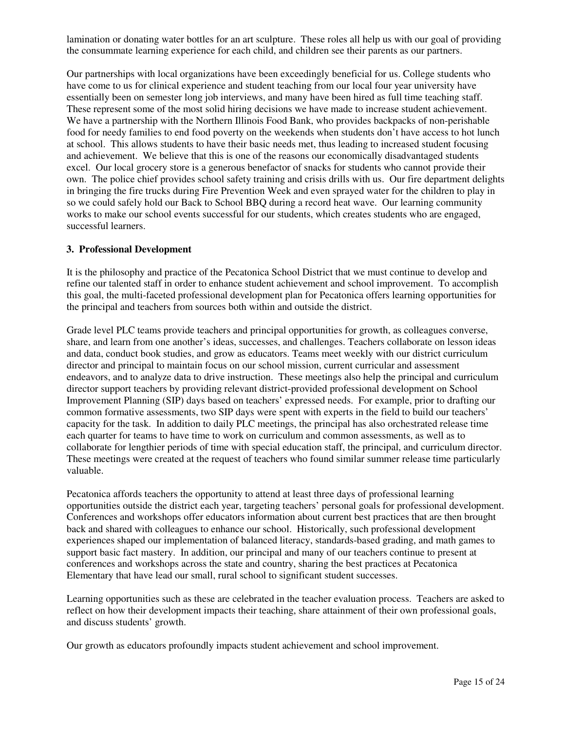lamination or donating water bottles for an art sculpture. These roles all help us with our goal of providing the consummate learning experience for each child, and children see their parents as our partners.

Our partnerships with local organizations have been exceedingly beneficial for us. College students who have come to us for clinical experience and student teaching from our local four year university have essentially been on semester long job interviews, and many have been hired as full time teaching staff. These represent some of the most solid hiring decisions we have made to increase student achievement. We have a partnership with the Northern Illinois Food Bank, who provides backpacks of non-perishable food for needy families to end food poverty on the weekends when students don't have access to hot lunch at school. This allows students to have their basic needs met, thus leading to increased student focusing and achievement. We believe that this is one of the reasons our economically disadvantaged students excel. Our local grocery store is a generous benefactor of snacks for students who cannot provide their own. The police chief provides school safety training and crisis drills with us. Our fire department delights in bringing the fire trucks during Fire Prevention Week and even sprayed water for the children to play in so we could safely hold our Back to School BBQ during a record heat wave. Our learning community works to make our school events successful for our students, which creates students who are engaged, successful learners.

**3. Professional Development**

It is the philosophy and practice of the Pecatonica School District that we must continue to develop and refine our talented staff in order to enhance student achievement and school improvement. To accomplish this goal, the multi-faceted professional development plan for Pecatonica offers learning opportunities for the principal and teachers from sources both within and outside the district.

Grade level PLC teams provide teachers and principal opportunities for growth, as colleagues converse, share, and learn from one another's ideas, successes, and challenges. Teachers collaborate on lesson ideas and data, conduct book studies, and grow as educators. Teams meet weekly with our district curriculum director and principal to maintain focus on our school mission, current curricular and assessment endeavors, and to analyze data to drive instruction. These meetings also help the principal and curriculum director support teachers by providing relevant district-provided professional development on School Improvement Planning (SIP) days based on teachers' expressed needs. For example, prior to drafting our common formative assessments, two SIP days were spent with experts in the field to build our teachers' capacity for the task. In addition to daily PLC meetings, the principal has also orchestrated release time each quarter for teams to have time to work on curriculum and common assessments, as well as to collaborate for lengthier periods of time with special education staff, the principal, and curriculum director. These meetings were created at the request of teachers who found similar summer release time particularly valuable.

Pecatonica affords teachers the opportunity to attend at least three days of professional learning opportunities outside the district each year, targeting teachers' personal goals for professional development. Conferences and workshops offer educators information about current best practices that are then brought back and shared with colleagues to enhance our school. Historically, such professional development experiences shaped our implementation of balanced literacy, standards-based grading, and math games to support basic fact mastery. In addition, our principal and many of our teachers continue to present at conferences and workshops across the state and country, sharing the best practices at Pecatonica Elementary that have lead our small, rural school to significant student successes.

Learning opportunities such as these are celebrated in the teacher evaluation process. Teachers are asked to reflect on how their development impacts their teaching, share attainment of their own professional goals, and discuss students' growth.

Our growth as educators profoundly impacts student achievement and school improvement.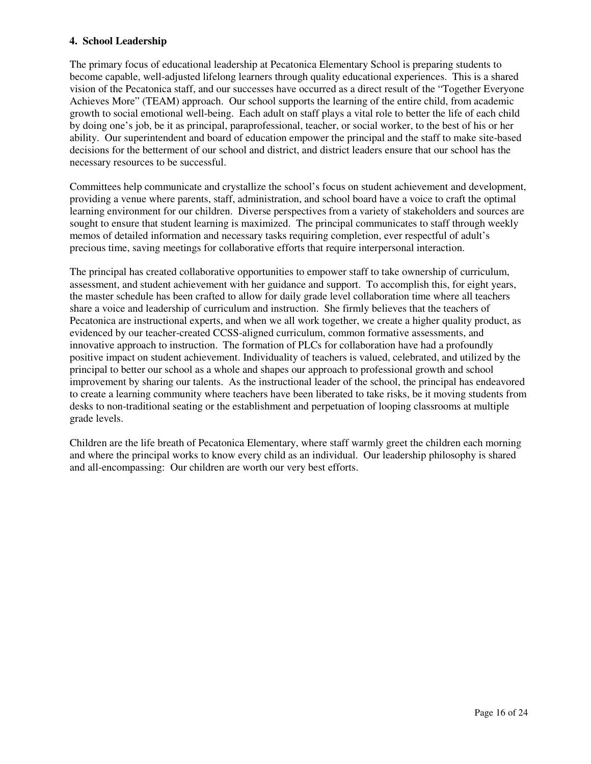**4. School Leadership**

The primary focus of educational leadership at Pecatonica Elementary School is preparing students to become capable, well-adjusted lifelong learners through quality educational experiences. This is a shared vision of the Pecatonica staff, and our successes have occurred as a direct result of the "Together Everyone Achieves More" (TEAM) approach. Our school supports the learning of the entire child, from academic growth to social emotional well-being. Each adult on staff plays a vital role to better the life of each child by doing one's job, be it as principal, paraprofessional, teacher, or social worker, to the best of his or her ability. Our superintendent and board of education empower the principal and the staff to make site-based decisions for the betterment of our school and district, and district leaders ensure that our school has the necessary resources to be successful.

Committees help communicate and crystallize the school's focus on student achievement and development, providing a venue where parents, staff, administration, and school board have a voice to craft the optimal learning environment for our children. Diverse perspectives from a variety of stakeholders and sources are sought to ensure that student learning is maximized. The principal communicates to staff through weekly memos of detailed information and necessary tasks requiring completion, ever respectful of adult's precious time, saving meetings for collaborative efforts that require interpersonal interaction.

The principal has created collaborative opportunities to empower staff to take ownership of curriculum, assessment, and student achievement with her guidance and support. To accomplish this, for eight years, the master schedule has been crafted to allow for daily grade level collaboration time where all teachers share a voice and leadership of curriculum and instruction. She firmly believes that the teachers of Pecatonica are instructional experts, and when we all work together, we create a higher quality product, as evidenced by our teacher-created CCSS-aligned curriculum, common formative assessments, and innovative approach to instruction. The formation of PLCs for collaboration have had a profoundly positive impact on student achievement. Individuality of teachers is valued, celebrated, and utilized by the principal to better our school as a whole and shapes our approach to professional growth and school improvement by sharing our talents. As the instructional leader of the school, the principal has endeavored to create a learning community where teachers have been liberated to take risks, be it moving students from desks to non-traditional seating or the establishment and perpetuation of looping classrooms at multiple grade levels.

Children are the life breath of Pecatonica Elementary, where staff warmly greet the children each morning and where the principal works to know every child as an individual. Our leadership philosophy is shared and all-encompassing: Our children are worth our very best efforts.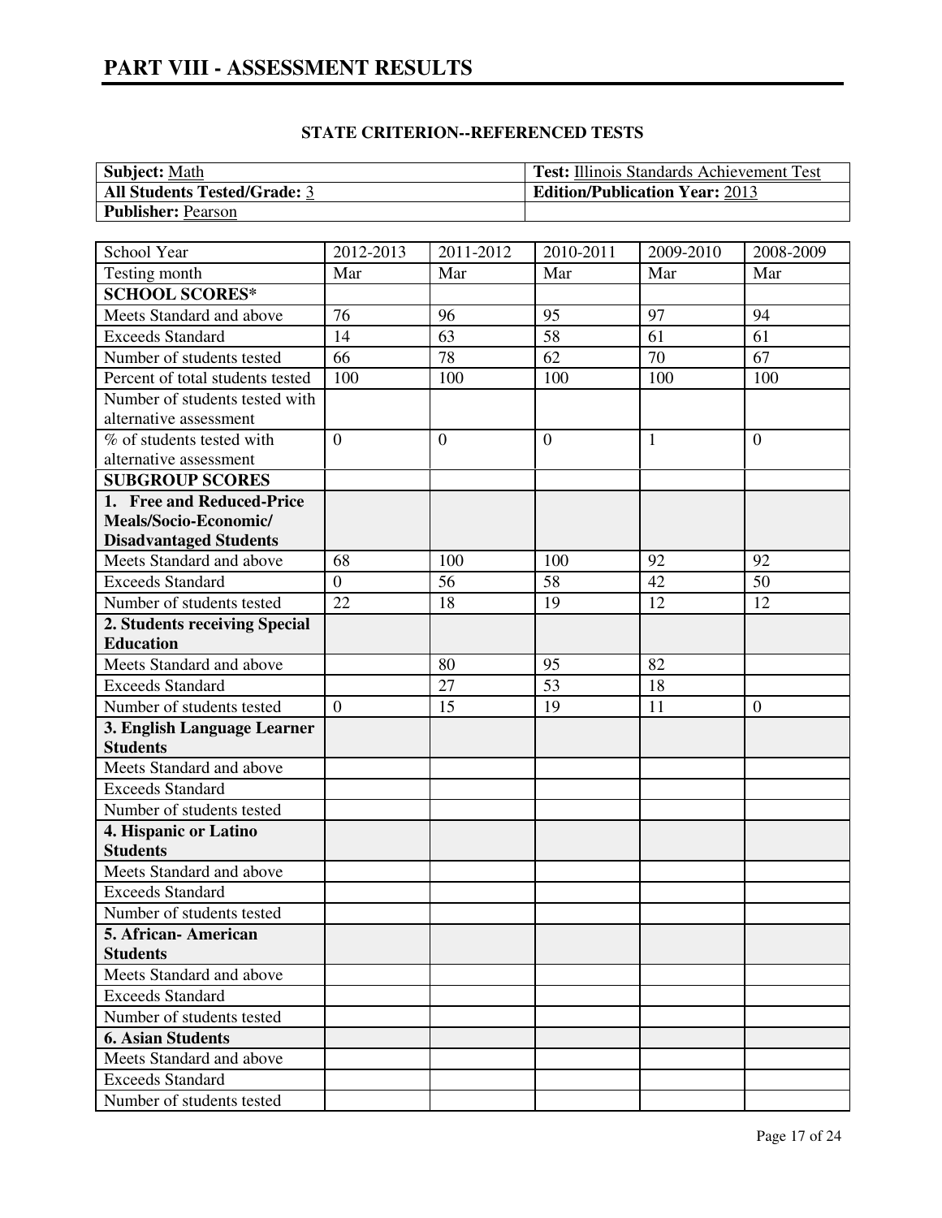# PART VIII - ASSESSMENT RESULTS

**STATE CRITERION--REFERENCED TESTS**

| **Subject:** Math | **Test:** Illinois Standards Achievement Test |
|---|---|
| **All Students Tested/Grade:** 3 | **Edition/Publication Year:** 2013 |
| **Publisher:** Pearson | |

| School Year | 2012-2013 | 2011-2012 | 2010-2011 | 2009-2010 | 2008-2009 |
|---|---|---|---|---|---|
| Testing month | Mar | Mar | Mar | Mar | Mar |
| **SCHOOL SCORES*** | | | | | |
| Meets Standard and above | 76 | 96 | 95 | 97 | 94 |
| Exceeds Standard | 14 | 63 | 58 | 61 | 61 |
| Number of students tested | 66 | 78 | 62 | 70 | 67 |
| Percent of total students tested | 100 | 100 | 100 | 100 | 100 |
| Number of students tested with alternative assessment | | | | | |
| % of students tested with alternative assessment | 0 | 0 | 0 | 1 | 0 |
| **SUBGROUP SCORES** | | | | | |
| **1. Free and Reduced-Price Meals/Socio-Economic/ Disadvantaged Students** | | | | | |
| Meets Standard and above | 68 | 100 | 100 | 92 | 92 |
| Exceeds Standard | 0 | 56 | 58 | 42 | 50 |
| Number of students tested | 22 | 18 | 19 | 12 | 12 |
| **2. Students receiving Special Education** | | | | | |
| Meets Standard and above | | 80 | 95 | 82 | |
| Exceeds Standard | | 27 | 53 | 18 | |
| Number of students tested | 0 | 15 | 19 | 11 | 0 |
| **3. English Language Learner Students** | | | | | |
| Meets Standard and above | | | | | |
| Exceeds Standard | | | | | |
| Number of students tested | | | | | |
| **4. Hispanic or Latino Students** | | | | | |
| Meets Standard and above | | | | | |
| Exceeds Standard | | | | | |
| Number of students tested | | | | | |
| **5. African- American Students** | | | | | |
| Meets Standard and above | | | | | |
| Exceeds Standard | | | | | |
| Number of students tested | | | | | |
| **6. Asian Students** | | | | | |
| Meets Standard and above | | | | | |
| Exceeds Standard | | | | | |
| Number of students tested | | | | | |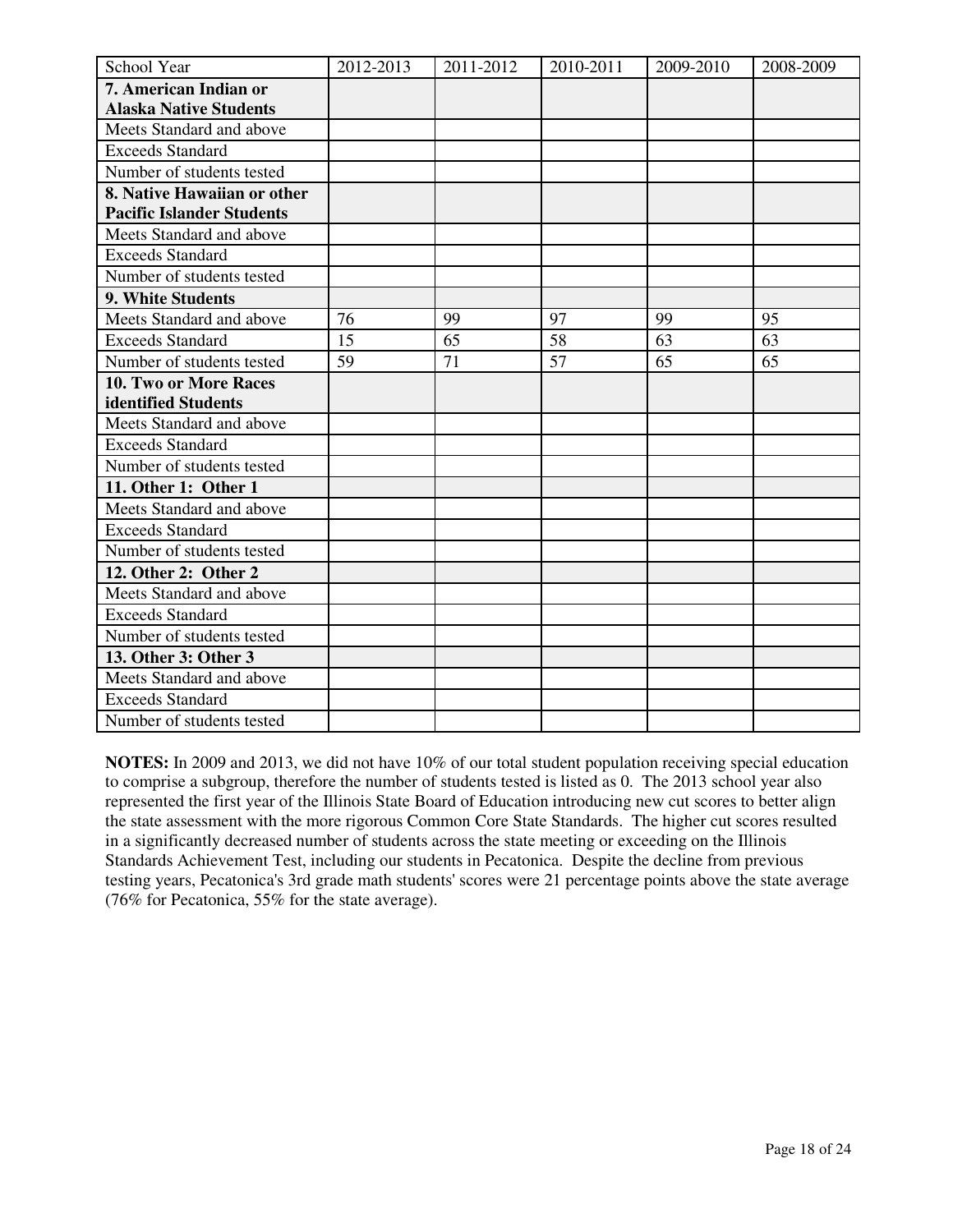| School Year | 2012-2013 | 2011-2012 | 2010-2011 | 2009-2010 | 2008-2009 |
| --- | --- | --- | --- | --- | --- |
| **7. American Indian or Alaska Native Students** | | | | | |
| Meets Standard and above | | | | | |
| Exceeds Standard | | | | | |
| Number of students tested | | | | | |
| **8. Native Hawaiian or other Pacific Islander Students** | | | | | |
| Meets Standard and above | | | | | |
| Exceeds Standard | | | | | |
| Number of students tested | | | | | |
| **9. White Students** | | | | | |
| Meets Standard and above | 76 | 99 | 97 | 99 | 95 |
| Exceeds Standard | 15 | 65 | 58 | 63 | 63 |
| Number of students tested | 59 | 71 | 57 | 65 | 65 |
| **10. Two or More Races identified Students** | | | | | |
| Meets Standard and above | | | | | |
| Exceeds Standard | | | | | |
| Number of students tested | | | | | |
| **11. Other 1: Other 1** | | | | | |
| Meets Standard and above | | | | | |
| Exceeds Standard | | | | | |
| Number of students tested | | | | | |
| **12. Other 2: Other 2** | | | | | |
| Meets Standard and above | | | | | |
| Exceeds Standard | | | | | |
| Number of students tested | | | | | |
| **13. Other 3: Other 3** | | | | | |
| Meets Standard and above | | | | | |
| Exceeds Standard | | | | | |
| Number of students tested | | | | | |

**NOTES:** In 2009 and 2013, we did not have 10% of our total student population receiving special education to comprise a subgroup, therefore the number of students tested is listed as 0. The 2013 school year also represented the first year of the Illinois State Board of Education introducing new cut scores to better align the state assessment with the more rigorous Common Core State Standards. The higher cut scores resulted in a significantly decreased number of students across the state meeting or exceeding on the Illinois Standards Achievement Test, including our students in Pecatonica. Despite the decline from previous testing years, Pecatonica's 3rd grade math students' scores were 21 percentage points above the state average (76% for Pecatonica, 55% for the state average).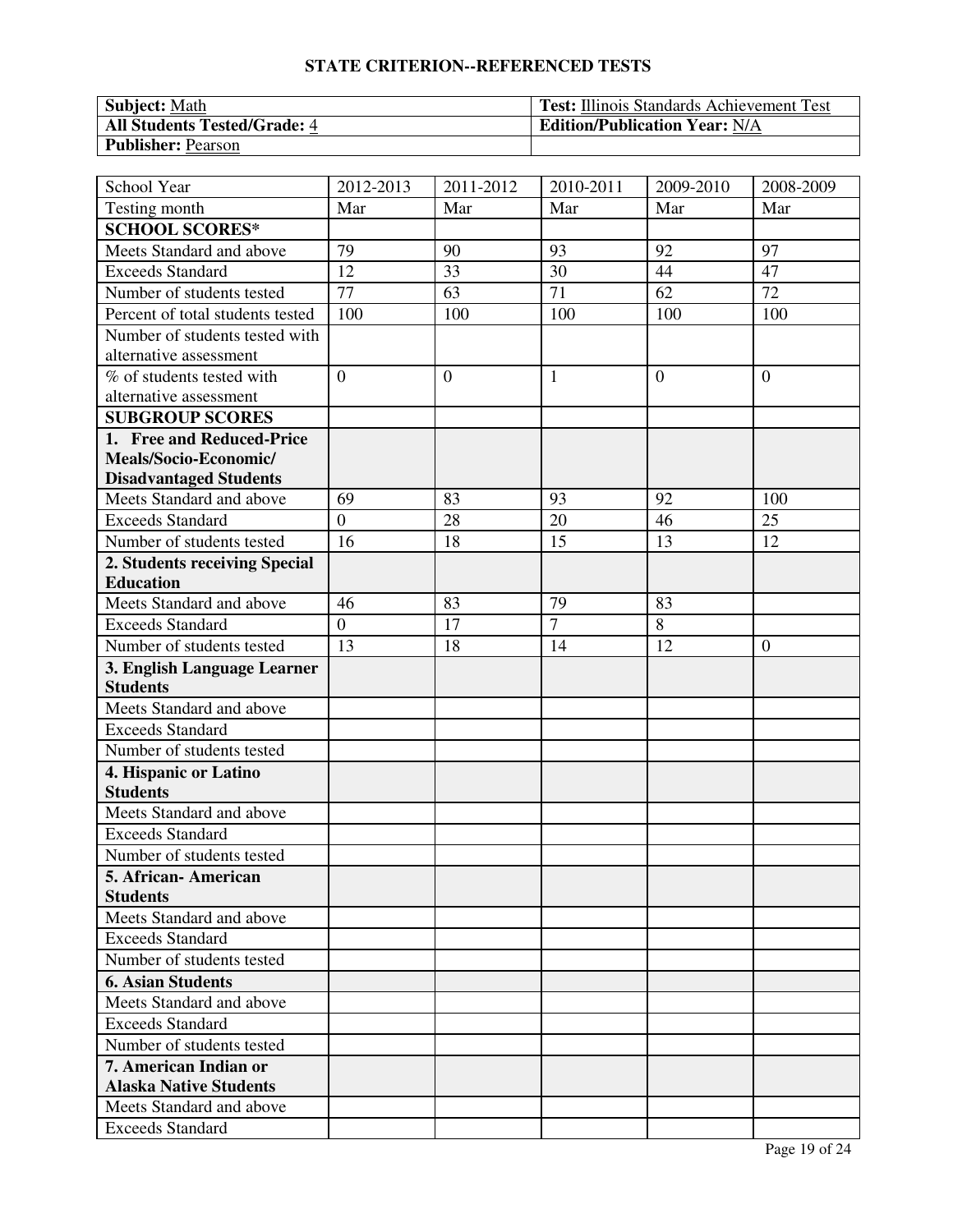# STATE CRITERION--REFERENCED TESTS

| **Subject:** Math | **Test:** Illinois Standards Achievement Test |
|---|---|
| **All Students Tested/Grade:** 4 | **Edition/Publication Year:** N/A |
| **Publisher:** Pearson | |

| School Year | 2012-2013 | 2011-2012 | 2010-2011 | 2009-2010 | 2008-2009 |
|---|---|---|---|---|---|
| Testing month | Mar | Mar | Mar | Mar | Mar |
| **SCHOOL SCORES*** | | | | | |
| Meets Standard and above | 79 | 90 | 93 | 92 | 97 |
| Exceeds Standard | 12 | 33 | 30 | 44 | 47 |
| Number of students tested | 77 | 63 | 71 | 62 | 72 |
| Percent of total students tested | 100 | 100 | 100 | 100 | 100 |
| Number of students tested with alternative assessment | | | | | |
| % of students tested with alternative assessment | 0 | 0 | 1 | 0 | 0 |
| **SUBGROUP SCORES** | | | | | |
| **1. Free and Reduced-Price Meals/Socio-Economic/ Disadvantaged Students** | | | | | |
| Meets Standard and above | 69 | 83 | 93 | 92 | 100 |
| Exceeds Standard | 0 | 28 | 20 | 46 | 25 |
| Number of students tested | 16 | 18 | 15 | 13 | 12 |
| **2. Students receiving Special Education** | | | | | |
| Meets Standard and above | 46 | 83 | 79 | 83 | |
| Exceeds Standard | 0 | 17 | 7 | 8 | |
| Number of students tested | 13 | 18 | 14 | 12 | 0 |
| **3. English Language Learner Students** | | | | | |
| Meets Standard and above | | | | | |
| Exceeds Standard | | | | | |
| Number of students tested | | | | | |
| **4. Hispanic or Latino Students** | | | | | |
| Meets Standard and above | | | | | |
| Exceeds Standard | | | | | |
| Number of students tested | | | | | |
| **5. African- American Students** | | | | | |
| Meets Standard and above | | | | | |
| Exceeds Standard | | | | | |
| Number of students tested | | | | | |
| **6. Asian Students** | | | | | |
| Meets Standard and above | | | | | |
| Exceeds Standard | | | | | |
| Number of students tested | | | | | |
| **7. American Indian or Alaska Native Students** | | | | | |
| Meets Standard and above | | | | | |
| Exceeds Standard | | | | | |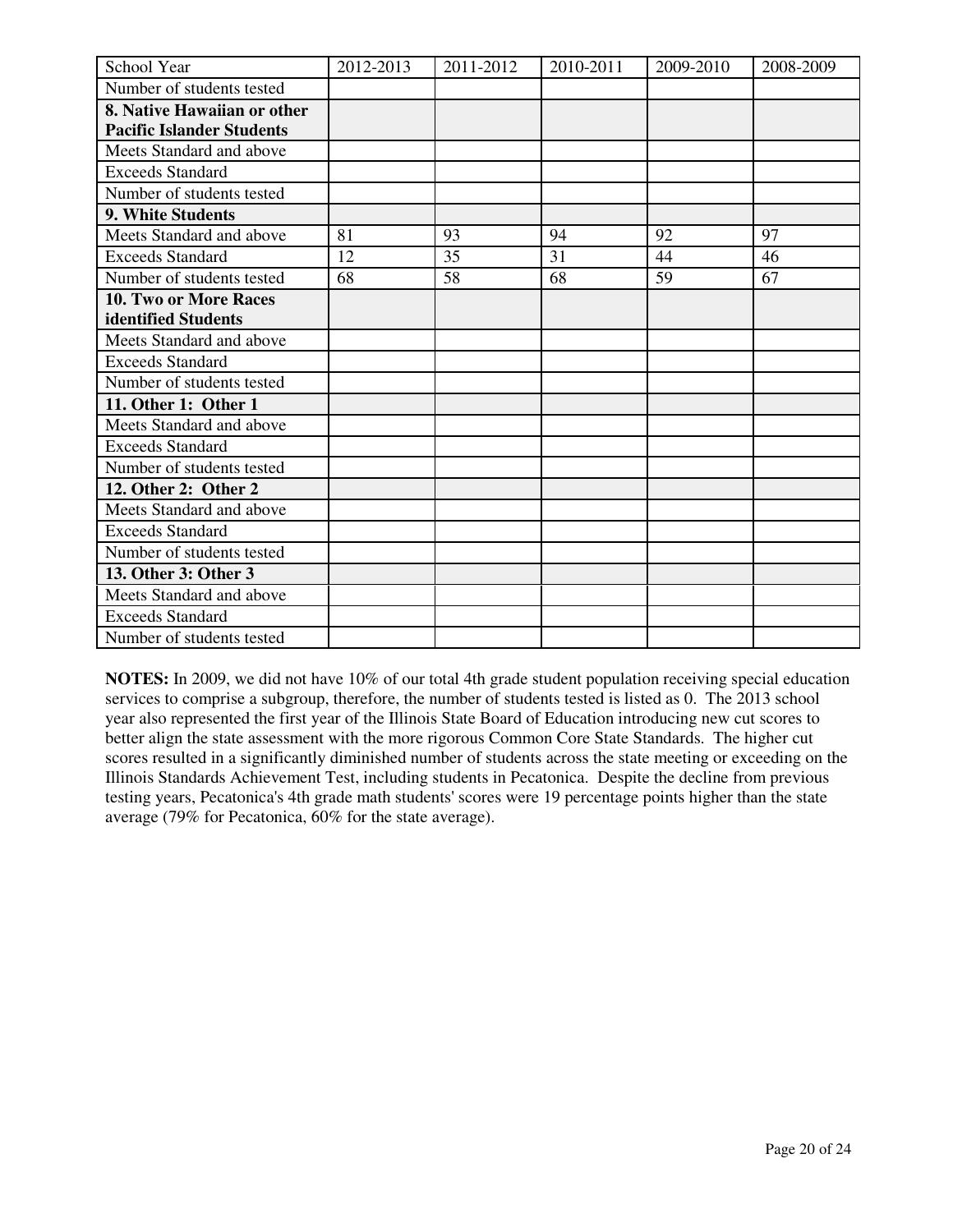| School Year | 2012-2013 | 2011-2012 | 2010-2011 | 2009-2010 | 2008-2009 |
|---|---|---|---|---|---|
| Number of students tested | | | | | |
| **8. Native Hawaiian or other Pacific Islander Students** | | | | | |
| Meets Standard and above | | | | | |
| Exceeds Standard | | | | | |
| Number of students tested | | | | | |
| **9. White Students** | | | | | |
| Meets Standard and above | 81 | 93 | 94 | 92 | 97 |
| Exceeds Standard | 12 | 35 | 31 | 44 | 46 |
| Number of students tested | 68 | 58 | 68 | 59 | 67 |
| **10. Two or More Races identified Students** | | | | | |
| Meets Standard and above | | | | | |
| Exceeds Standard | | | | | |
| Number of students tested | | | | | |
| **11. Other 1: Other 1** | | | | | |
| Meets Standard and above | | | | | |
| Exceeds Standard | | | | | |
| Number of students tested | | | | | |
| **12. Other 2: Other 2** | | | | | |
| Meets Standard and above | | | | | |
| Exceeds Standard | | | | | |
| Number of students tested | | | | | |
| **13. Other 3: Other 3** | | | | | |
| Meets Standard and above | | | | | |
| Exceeds Standard | | | | | |
| Number of students tested | | | | | |

**NOTES:** In 2009, we did not have 10% of our total 4th grade student population receiving special education services to comprise a subgroup, therefore, the number of students tested is listed as 0. The 2013 school year also represented the first year of the Illinois State Board of Education introducing new cut scores to better align the state assessment with the more rigorous Common Core State Standards. The higher cut scores resulted in a significantly diminished number of students across the state meeting or exceeding on the Illinois Standards Achievement Test, including students in Pecatonica. Despite the decline from previous testing years, Pecatonica's 4th grade math students' scores were 19 percentage points higher than the state average (79% for Pecatonica, 60% for the state average).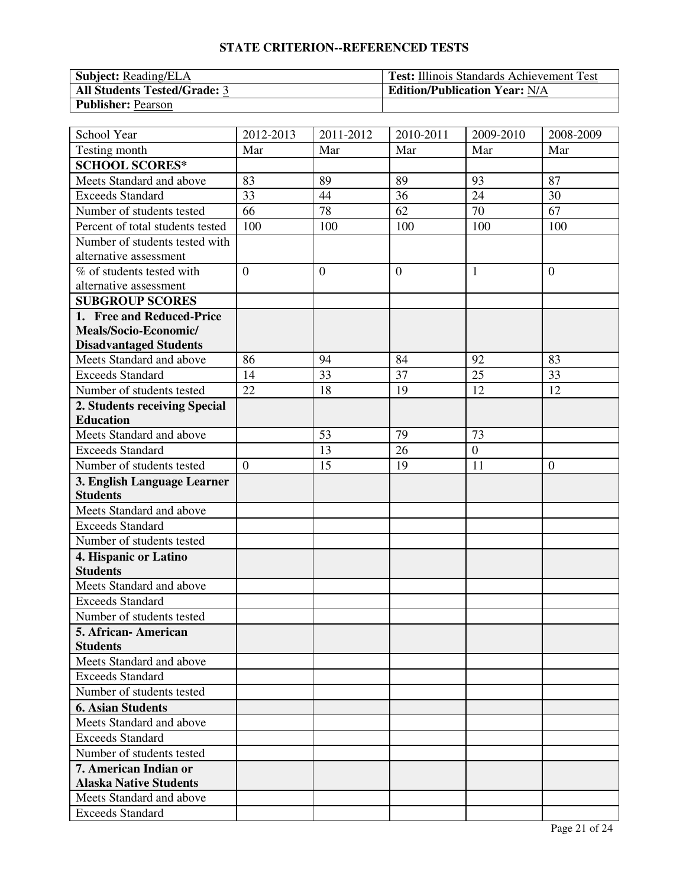## STATE CRITERION--REFERENCED TESTS

| **Subject:** Reading/ELA | **Test:** Illinois Standards Achievement Test |
|---|---|
| **All Students Tested/Grade:** 3 | **Edition/Publication Year:** N/A |
| **Publisher:** Pearson | |

| School Year | 2012-2013 | 2011-2012 | 2010-2011 | 2009-2010 | 2008-2009 |
|---|---|---|---|---|---|
| Testing month | Mar | Mar | Mar | Mar | Mar |
| **SCHOOL SCORES*** | | | | | |
| Meets Standard and above | 83 | 89 | 89 | 93 | 87 |
| Exceeds Standard | 33 | 44 | 36 | 24 | 30 |
| Number of students tested | 66 | 78 | 62 | 70 | 67 |
| Percent of total students tested | 100 | 100 | 100 | 100 | 100 |
| Number of students tested with alternative assessment | | | | | |
| % of students tested with alternative assessment | 0 | 0 | 0 | 1 | 0 |
| **SUBGROUP SCORES** | | | | | |
| **1. Free and Reduced-Price Meals/Socio-Economic/ Disadvantaged Students** | | | | | |
| Meets Standard and above | 86 | 94 | 84 | 92 | 83 |
| Exceeds Standard | 14 | 33 | 37 | 25 | 33 |
| Number of students tested | 22 | 18 | 19 | 12 | 12 |
| **2. Students receiving Special Education** | | | | | |
| Meets Standard and above | | 53 | 79 | 73 | |
| Exceeds Standard | | 13 | 26 | 0 | |
| Number of students tested | 0 | 15 | 19 | 11 | 0 |
| **3. English Language Learner Students** | | | | | |
| Meets Standard and above | | | | | |
| Exceeds Standard | | | | | |
| Number of students tested | | | | | |
| **4. Hispanic or Latino Students** | | | | | |
| Meets Standard and above | | | | | |
| Exceeds Standard | | | | | |
| Number of students tested | | | | | |
| **5. African- American Students** | | | | | |
| Meets Standard and above | | | | | |
| Exceeds Standard | | | | | |
| Number of students tested | | | | | |
| **6. Asian Students** | | | | | |
| Meets Standard and above | | | | | |
| Exceeds Standard | | | | | |
| Number of students tested | | | | | |
| **7. American Indian or Alaska Native Students** | | | | | |
| Meets Standard and above | | | | | |
| Exceeds Standard | | | | | |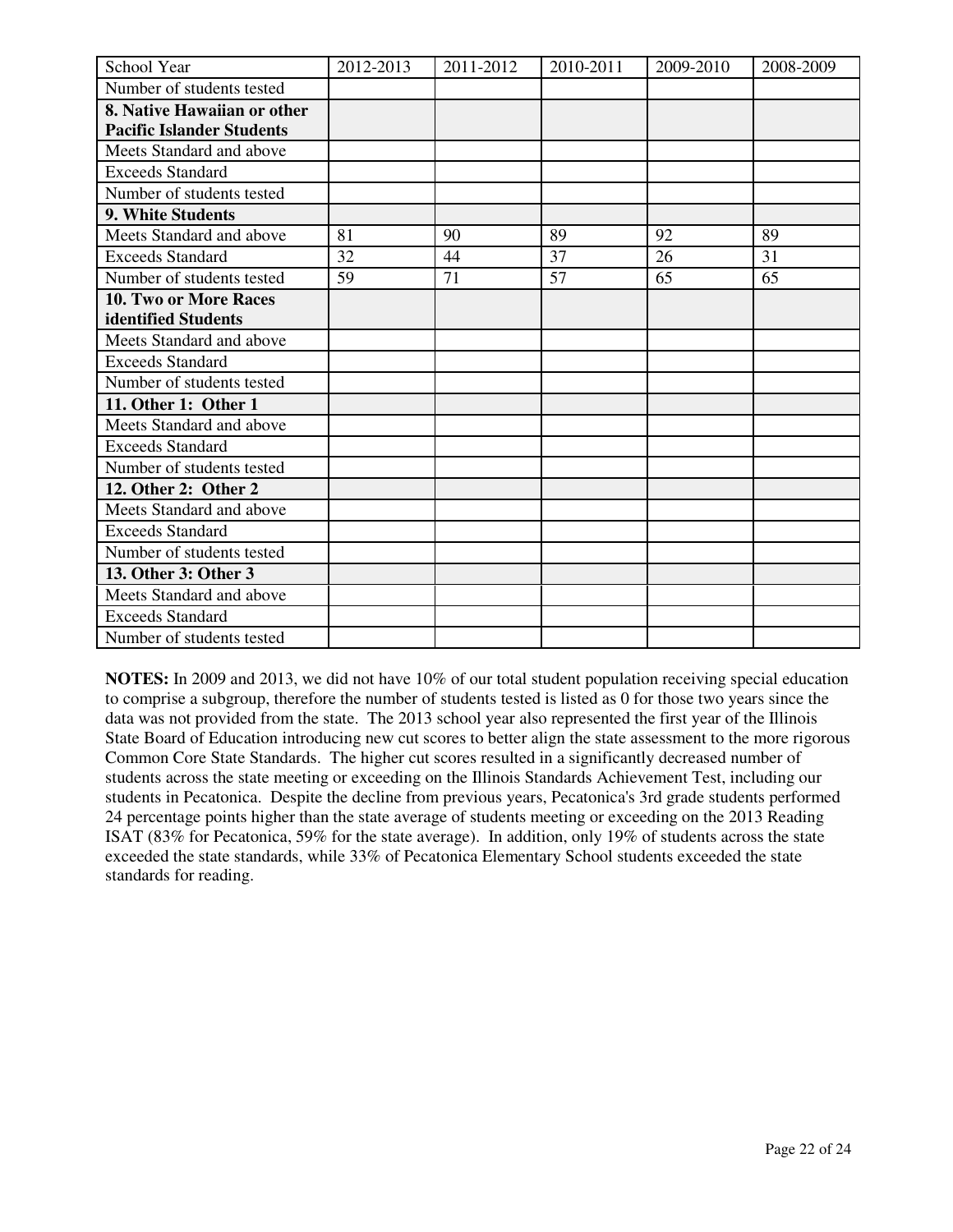| School Year | 2012-2013 | 2011-2012 | 2010-2011 | 2009-2010 | 2008-2009 |
|---|---|---|---|---|---|
| Number of students tested | | | | | |
| **8. Native Hawaiian or other Pacific Islander Students** | | | | | |
| Meets Standard and above | | | | | |
| Exceeds Standard | | | | | |
| Number of students tested | | | | | |
| **9. White Students** | | | | | |
| Meets Standard and above | 81 | 90 | 89 | 92 | 89 |
| Exceeds Standard | 32 | 44 | 37 | 26 | 31 |
| Number of students tested | 59 | 71 | 57 | 65 | 65 |
| **10. Two or More Races identified Students** | | | | | |
| Meets Standard and above | | | | | |
| Exceeds Standard | | | | | |
| Number of students tested | | | | | |
| **11. Other 1: Other 1** | | | | | |
| Meets Standard and above | | | | | |
| Exceeds Standard | | | | | |
| Number of students tested | | | | | |
| **12. Other 2: Other 2** | | | | | |
| Meets Standard and above | | | | | |
| Exceeds Standard | | | | | |
| Number of students tested | | | | | |
| **13. Other 3: Other 3** | | | | | |
| Meets Standard and above | | | | | |
| Exceeds Standard | | | | | |
| Number of students tested | | | | | |

**NOTES:** In 2009 and 2013, we did not have 10% of our total student population receiving special education to comprise a subgroup, therefore the number of students tested is listed as 0 for those two years since the data was not provided from the state. The 2013 school year also represented the first year of the Illinois State Board of Education introducing new cut scores to better align the state assessment to the more rigorous Common Core State Standards. The higher cut scores resulted in a significantly decreased number of students across the state meeting or exceeding on the Illinois Standards Achievement Test, including our students in Pecatonica. Despite the decline from previous years, Pecatonica's 3rd grade students performed 24 percentage points higher than the state average of students meeting or exceeding on the 2013 Reading ISAT (83% for Pecatonica, 59% for the state average). In addition, only 19% of students across the state exceeded the state standards, while 33% of Pecatonica Elementary School students exceeded the state standards for reading.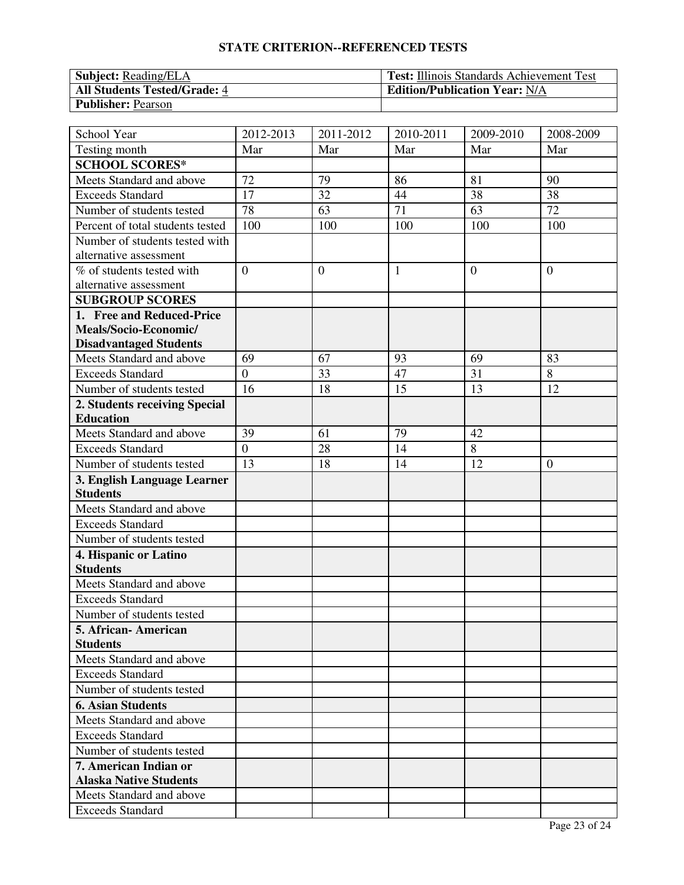## STATE CRITERION--REFERENCED TESTS

| **Subject:** Reading/ELA | **Test:** Illinois Standards Achievement Test |
|---|---|
| **All Students Tested/Grade:** 4 | **Edition/Publication Year:** N/A |
| **Publisher:** Pearson | |

| School Year | 2012-2013 | 2011-2012 | 2010-2011 | 2009-2010 | 2008-2009 |
|---|---|---|---|---|---|
| Testing month | Mar | Mar | Mar | Mar | Mar |
| **SCHOOL SCORES*** | | | | | |
| Meets Standard and above | 72 | 79 | 86 | 81 | 90 |
| Exceeds Standard | 17 | 32 | 44 | 38 | 38 |
| Number of students tested | 78 | 63 | 71 | 63 | 72 |
| Percent of total students tested | 100 | 100 | 100 | 100 | 100 |
| Number of students tested with alternative assessment | | | | | |
| % of students tested with alternative assessment | 0 | 0 | 1 | 0 | 0 |
| **SUBGROUP SCORES** | | | | | |
| **1. Free and Reduced-Price Meals/Socio-Economic/ Disadvantaged Students** | | | | | |
| Meets Standard and above | 69 | 67 | 93 | 69 | 83 |
| Exceeds Standard | 0 | 33 | 47 | 31 | 8 |
| Number of students tested | 16 | 18 | 15 | 13 | 12 |
| **2. Students receiving Special Education** | | | | | |
| Meets Standard and above | 39 | 61 | 79 | 42 | |
| Exceeds Standard | 0 | 28 | 14 | 8 | |
| Number of students tested | 13 | 18 | 14 | 12 | 0 |
| **3. English Language Learner Students** | | | | | |
| Meets Standard and above | | | | | |
| Exceeds Standard | | | | | |
| Number of students tested | | | | | |
| **4. Hispanic or Latino Students** | | | | | |
| Meets Standard and above | | | | | |
| Exceeds Standard | | | | | |
| Number of students tested | | | | | |
| **5. African- American Students** | | | | | |
| Meets Standard and above | | | | | |
| Exceeds Standard | | | | | |
| Number of students tested | | | | | |
| **6. Asian Students** | | | | | |
| Meets Standard and above | | | | | |
| Exceeds Standard | | | | | |
| Number of students tested | | | | | |
| **7. American Indian or Alaska Native Students** | | | | | |
| Meets Standard and above | | | | | |
| Exceeds Standard | | | | | |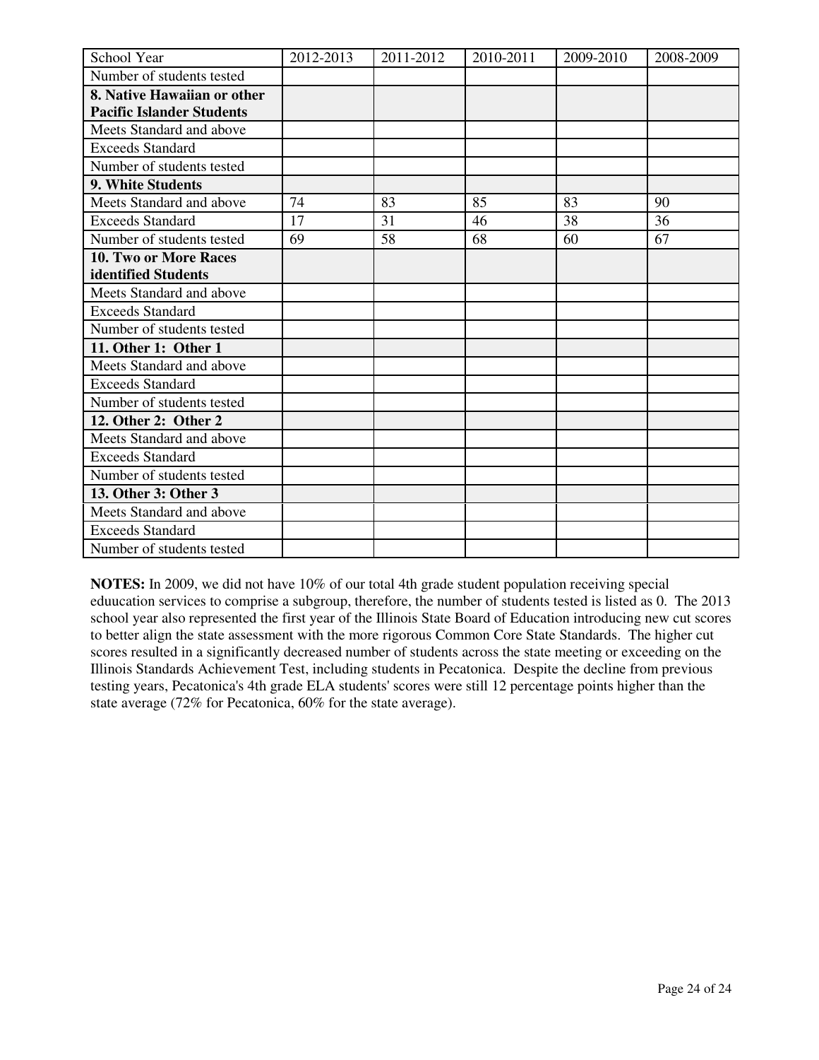| School Year | 2012-2013 | 2011-2012 | 2010-2011 | 2009-2010 | 2008-2009 |
|---|---|---|---|---|---|
| Number of students tested | | | | | |
| **8. Native Hawaiian or other Pacific Islander Students** | | | | | |
| Meets Standard and above | | | | | |
| Exceeds Standard | | | | | |
| Number of students tested | | | | | |
| **9. White Students** | | | | | |
| Meets Standard and above | 74 | 83 | 85 | 83 | 90 |
| Exceeds Standard | 17 | 31 | 46 | 38 | 36 |
| Number of students tested | 69 | 58 | 68 | 60 | 67 |
| **10. Two or More Races identified Students** | | | | | |
| Meets Standard and above | | | | | |
| Exceeds Standard | | | | | |
| Number of students tested | | | | | |
| **11. Other 1: Other 1** | | | | | |
| Meets Standard and above | | | | | |
| Exceeds Standard | | | | | |
| Number of students tested | | | | | |
| **12. Other 2: Other 2** | | | | | |
| Meets Standard and above | | | | | |
| Exceeds Standard | | | | | |
| Number of students tested | | | | | |
| **13. Other 3: Other 3** | | | | | |
| Meets Standard and above | | | | | |
| Exceeds Standard | | | | | |
| Number of students tested | | | | | |

**NOTES:** In 2009, we did not have 10% of our total 4th grade student population receiving special eduucation services to comprise a subgroup, therefore, the number of students tested is listed as 0. The 2013 school year also represented the first year of the Illinois State Board of Education introducing new cut scores to better align the state assessment with the more rigorous Common Core State Standards. The higher cut scores resulted in a significantly decreased number of students across the state meeting or exceeding on the Illinois Standards Achievement Test, including students in Pecatonica. Despite the decline from previous testing years, Pecatonica's 4th grade ELA students' scores were still 12 percentage points higher than the state average (72% for Pecatonica, 60% for the state average).